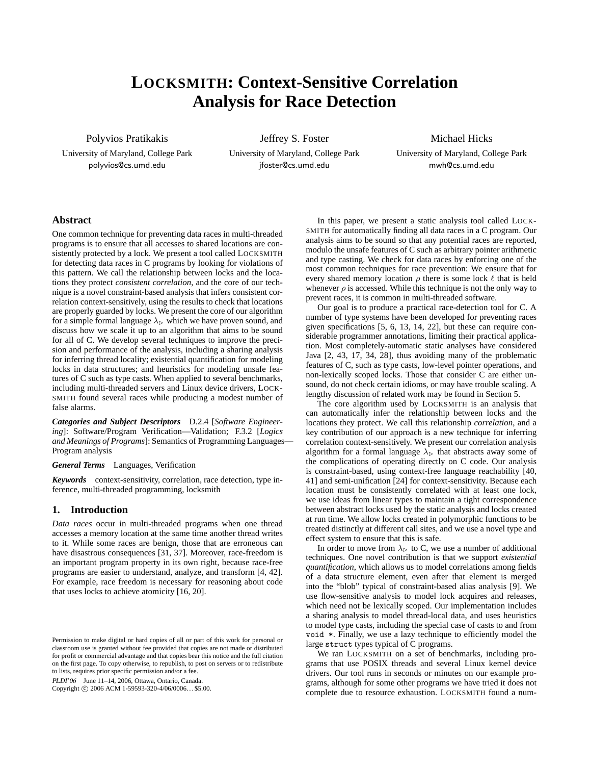# LOCKSMITH: Context-Sensitive Correlation Analysis for Race Detection

Polyvios Pratikakis
University of Maryland, College Park
polyvios@cs.umd.edu

Jeffrey S. Foster
University of Maryland, College Park
jfoster@cs.umd.edu

Michael Hicks
University of Maryland, College Park
mwh@cs.umd.edu

## Abstract

One common technique for preventing data races in multi-threaded programs is to ensure that all accesses to shared locations are consistently protected by a lock. We present a tool called LOCKSMITH for detecting data races in C programs by looking for violations of this pattern. We call the relationship between locks and the locations they protect *consistent correlation*, and the core of our technique is a novel constraint-based analysis that infers consistent correlation context-sensitively, using the results to check that locations are properly guarded by locks. We present the core of our algorithm for a simple formal language $\lambda_{\triangleright}$ which we have proven sound, and discuss how we scale it up to an algorithm that aims to be sound for all of C. We develop several techniques to improve the precision and performance of the analysis, including a sharing analysis for inferring thread locality; existential quantification for modeling locks in data structures; and heuristics for modeling unsafe features of C such as type casts. When applied to several benchmarks, including multi-threaded servers and Linux device drivers, LOCKSMITH found several races while producing a modest number of false alarms.

***Categories and Subject Descriptors*** D.2.4 [*Software Engineering*]: Software/Program Verification—Validation; F.3.2 [*Logics and Meanings of Programs*]: Semantics of Programming Languages—Program analysis

***General Terms*** Languages, Verification

***Keywords*** context-sensitivity, correlation, race detection, type inference, multi-threaded programming, locksmith

## 1. Introduction

*Data races* occur in multi-threaded programs when one thread accesses a memory location at the same time another thread writes to it. While some races are benign, those that are erroneous can have disastrous consequences [31, 37]. Moreover, race-freedom is an important program property in its own right, because race-free programs are easier to understand, analyze, and transform [4, 42]. For example, race freedom is necessary for reasoning about code that uses locks to achieve atomicity [16, 20].

Permission to make digital or hard copies of all or part of this work for personal or classroom use is granted without fee provided that copies are not made or distributed for profit or commercial advantage and that copies bear this notice and the full citation on the first page. To copy otherwise, to republish, to post on servers or to redistribute to lists, requires prior specific permission and/or a fee.

*PLDI'06* June 11–14, 2006, Ottawa, Ontario, Canada.
Copyright © 2006 ACM 1-59593-320-4/06/0006...$5.00.

In this paper, we present a static analysis tool called LOCKSMITH for automatically finding all data races in a C program. Our analysis aims to be sound so that any potential races are reported, modulo the unsafe features of C such as arbitrary pointer arithmetic and type casting. We check for data races by enforcing one of the most common techniques for race prevention: We ensure that for every shared memory location $\rho$ there is some lock $\ell$ that is held whenever $\rho$ is accessed. While this technique is not the only way to prevent races, it is common in multi-threaded software.

Our goal is to produce a practical race-detection tool for C. A number of type systems have been developed for preventing races given specifications [5, 6, 13, 14, 22], but these can require considerable programmer annotations, limiting their practical application. Most completely-automatic static analyses have considered Java [2, 43, 17, 34, 28], thus avoiding many of the problematic features of C, such as type casts, low-level pointer operations, and non-lexically scoped locks. Those that consider C are either unsound, do not check certain idioms, or may have trouble scaling. A lengthy discussion of related work may be found in Section 5.

The core algorithm used by LOCKSMITH is an analysis that can automatically infer the relationship between locks and the locations they protect. We call this relationship *correlation*, and a key contribution of our approach is a new technique for inferring correlation context-sensitively. We present our correlation analysis algorithm for a formal language $\lambda_{\triangleright}$ that abstracts away some of the complications of operating directly on C code. Our analysis is constraint-based, using context-free language reachability [40, 41] and semi-unification [24] for context-sensitivity. Because each location must be consistently correlated with at least one lock, we use ideas from linear types to maintain a tight correspondence between abstract locks used by the static analysis and locks created at run time. We allow locks created in polymorphic functions to be treated distinctly at different call sites, and we use a novel type and effect system to ensure that this is safe.

In order to move from $\lambda_{\triangleright}$ to C, we use a number of additional techniques. One novel contribution is that we support *existential quantification*, which allows us to model correlations among fields of a data structure element, even after that element is merged into the "blob" typical of constraint-based alias analysis [9]. We use flow-sensitive analysis to model lock acquires and releases, which need not be lexically scoped. Our implementation includes a sharing analysis to model thread-local data, and uses heuristics to model type casts, including the special case of casts to and from `void *`. Finally, we use a lazy technique to efficiently model the large `struct` types typical of C programs.

We ran LOCKSMITH on a set of benchmarks, including programs that use POSIX threads and several Linux kernel device drivers. Our tool runs in seconds or minutes on our example programs, although for some other programs we have tried it does not complete due to resource exhaustion. LOCKSMITH found a num-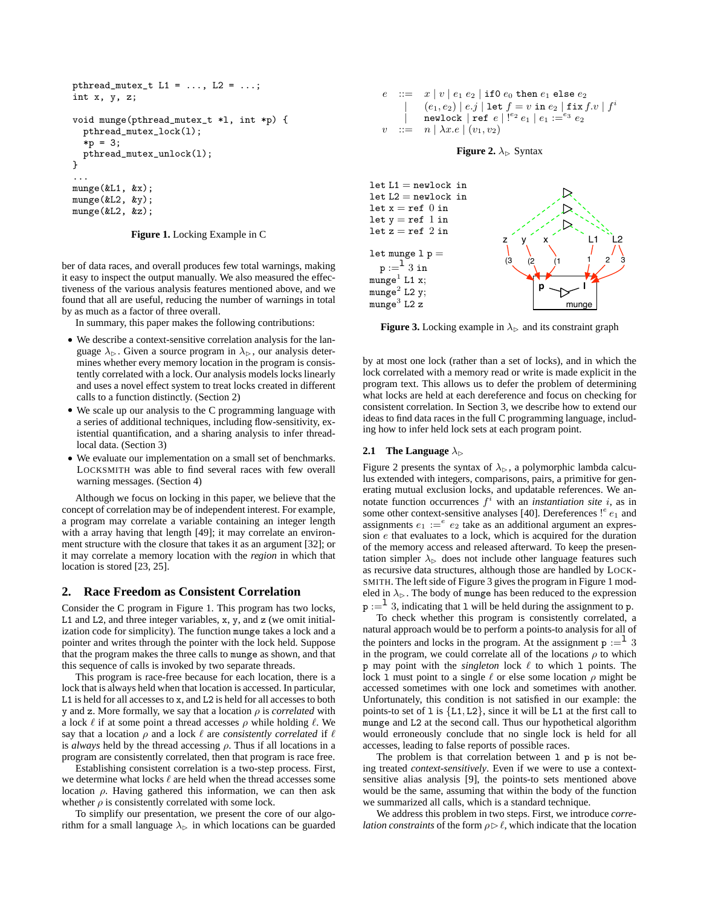```
pthread_mutex_t L1 = ..., L2 = ...;
int x, y, z;

void munge(pthread_mutex_t *l, int *p) {
  pthread_mutex_lock(l);
  *p = 3;
  pthread_mutex_unlock(l);
}
...
munge(&L1, &x);
munge(&L2, &y);
munge(&L2, &z);
```

**Figure 1.** Locking Example in C

ber of data races, and overall produces few total warnings, making it easy to inspect the output manually. We also measured the effectiveness of the various analysis features mentioned above, and we found that all are useful, reducing the number of warnings in total by as much as a factor of three overall.

In summary, this paper makes the following contributions:

- We describe a context-sensitive correlation analysis for the language $\lambda_\triangleright$. Given a source program in $\lambda_\triangleright$, our analysis determines whether every memory location in the program is consistently correlated with a lock. Our analysis models locks linearly and uses a novel effect system to treat locks created in different calls to a function distinctly. (Section 2)
- We scale up our analysis to the C programming language with a series of additional techniques, including flow-sensitivity, existential quantification, and a sharing analysis to infer thread-local data. (Section 3)
- We evaluate our implementation on a small set of benchmarks. LOCKSMITH was able to find several races with few overall warning messages. (Section 4)

Although we focus on locking in this paper, we believe that the concept of correlation may be of independent interest. For example, a program may correlate a variable containing an integer length with a array having that length [49]; it may correlate an environment structure with the closure that takes it as an argument [32]; or it may correlate a memory location with the *region* in which that location is stored [23, 25].

## 2. Race Freedom as Consistent Correlation

Consider the C program in Figure 1. This program has two locks, L1 and L2, and three integer variables, x, y, and z (we omit initialization code for simplicity). The function munge takes a lock and a pointer and writes through the pointer with the lock held. Suppose that the program makes the three calls to munge as shown, and that this sequence of calls is invoked by two separate threads.

This program is race-free because for each location, there is a lock that is always held when that location is accessed. In particular, L1 is held for all accesses to x, and L2 is held for all accesses to both y and z. More formally, we say that a location $\rho$ is *correlated* with a lock $\ell$ if at some point a thread accesses $\rho$ while holding $\ell$. We say that a location $\rho$ and a lock $\ell$ are *consistently correlated* if $\ell$ is *always* held by the thread accessing $\rho$. Thus if all locations in a program are consistently correlated, then that program is race free.

Establishing consistent correlation is a two-step process. First, we determine what locks $\ell$ are held when the thread accesses some location $\rho$. Having gathered this information, we can then ask whether $\rho$ is consistently correlated with some lock.

To simplify our presentation, we present the core of our algorithm for a small language $\lambda_\triangleright$ in which locations can be guarded by at most one lock (rather than a set of locks), and in which the lock correlated with a memory read or write is made explicit in the program text. This allows us to defer the problem of determining what locks are held at each dereference and focus on checking for consistent correlation. In Section 3, we describe how to extend our ideas to find data races in the full C programming language, including how to infer held lock sets at each program point.

$$
\begin{array}{rcl}
e & ::= & x \mid v \mid e_1\ e_2 \mid \texttt{if0}\ e_0\ \texttt{then}\ e_1\ \texttt{else}\ e_2 \\
 & \mid & (e_1, e_2) \mid e.j \mid \texttt{let}\ f = v\ \texttt{in}\ e_2 \mid \texttt{fix}\ f.v \mid f^i \\
 & \mid & \texttt{newlock} \mid \texttt{ref}\ e \mid !^{e_2}\, e_1 \mid e_1 :=^{e_3} e_2 \\
v & ::= & n \mid \lambda x.e \mid (v_1, v_2)
\end{array}
$$

**Figure 2.** $\lambda_\triangleright$ Syntax

```
let L1 = newlock in
let L2 = newlock in
let x = ref 0 in
let y = ref 1 in
let z = ref 2 in

let munge l p =
  p :=^l 3 in
munge^1 L1 x;
munge^2 L2 y;
munge^3 L2 z
```

**Figure 3.** Locking example in $\lambda_\triangleright$ and its constraint graph

### 2.1 The Language $\lambda_\triangleright$

Figure 2 presents the syntax of $\lambda_\triangleright$, a polymorphic lambda calculus extended with integers, comparisons, pairs, a primitive for generating mutual exclusion locks, and updatable references. We annotate function occurrences $f^i$ with an *instantiation site* $i$, as in some other context-sensitive analyses [40]. Dereferences $!^e\, e_1$ and assignments $e_1 :=^e e_2$ take as an additional argument an expression $e$ that evaluates to a lock, which is acquired for the duration of the memory access and released afterward. To keep the presentation simpler $\lambda_\triangleright$ does not include other language features such as recursive data structures, although those are handled by LOCKSMITH. The left side of Figure 3 gives the program in Figure 1 modeled in $\lambda_\triangleright$. The body of munge has been reduced to the expression $\texttt{p} :=^{\texttt{l}} 3$, indicating that l will be held during the assignment to p.

To check whether this program is consistently correlated, a natural approach would be to perform a points-to analysis for all of the pointers and locks in the program. At the assignment $\texttt{p} :=^{\texttt{l}} 3$ in the program, we could correlate all of the locations $\rho$ to which p may point with the *singleton* lock $\ell$ to which l points. The lock l must point to a single $\ell$ or else some location $\rho$ might be accessed sometimes with one lock and sometimes with another. Unfortunately, this condition is not satisfied in our example: the points-to set of l is $\{\texttt{L1}, \texttt{L2}\}$, since it will be L1 at the first call to munge and L2 at the second call. Thus our hypothetical algorithm would erroneously conclude that no single lock is held for all accesses, leading to false reports of possible races.

The problem is that correlation between l and p is not being treated *context-sensitively*. Even if we were to use a context-sensitive alias analysis [9], the points-to sets mentioned above would be the same, assuming that within the body of the function we summarized all calls, which is a standard technique.

We address this problem in two steps. First, we introduce *correlation constraints* of the form $\rho \triangleright \ell$, which indicate that the location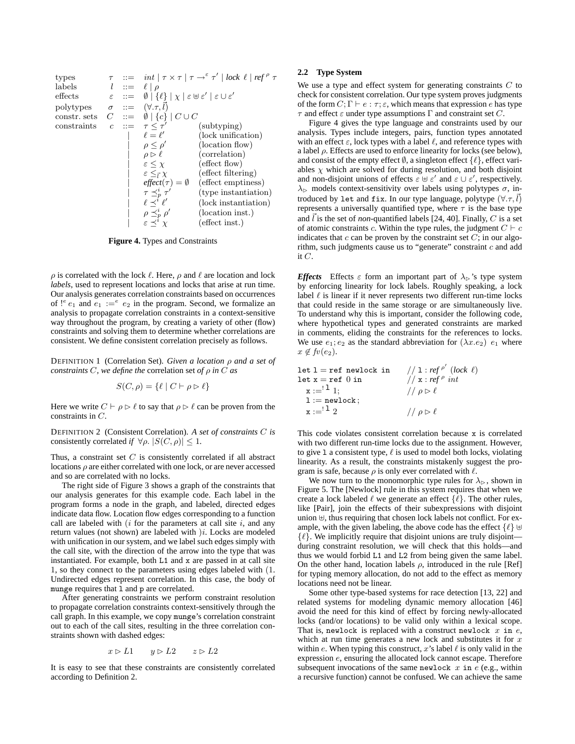$$
\begin{array}{llcll}
\text{types} & \tau & ::= & int \mid \tau \times \tau \mid \tau \rightarrow^{\varepsilon} \tau' \mid lock\ \ell \mid ref^{\,\rho}\ \tau & \\
\text{labels} & l & ::= & \ell \mid \rho & \\
\text{effects} & \varepsilon & ::= & \emptyset \mid \{\ell\} \mid \chi \mid \varepsilon \uplus \varepsilon' \mid \varepsilon \cup \varepsilon' & \\
\text{polytypes} & \sigma & ::= & (\forall.\tau, \vec{l}) & \\
\text{constr. sets} & C & ::= & \emptyset \mid \{c\} \mid C \cup C & \\
\text{constraints} & c & ::= & \tau \leq \tau' & \text{(subtyping)} \\
 & & \mid & \ell = \ell' & \text{(lock unification)} \\
 & & \mid & \rho \leq \rho' & \text{(location flow)} \\
 & & \mid & \rho \rhd \ell & \text{(correlation)} \\
 & & \mid & \varepsilon \leq \chi & \text{(effect flow)} \\
 & & \mid & \varepsilon \leq_{\vec{l}} \chi & \text{(effect filtering)} \\
 & & \mid & effect(\tau) = \emptyset & \text{(effect emptiness)} \\
 & & \mid & \tau \preceq^{i}_{p} \tau' & \text{(type instantiation)} \\
 & & \mid & \ell \preceq^{i} \ell' & \text{(lock instantiation)} \\
 & & \mid & \rho \preceq^{i}_{p} \rho' & \text{(location inst.)} \\
 & & \mid & \varepsilon \preceq^{i} \chi & \text{(effect inst.)}
\end{array}
$$

**Figure 4.** Types and Constraints

$\rho$ is correlated with the lock $\ell$. Here, $\rho$ and $\ell$ are location and lock *labels*, used to represent locations and locks that arise at run time. Our analysis generates correlation constraints based on occurrences of $!^{e}\ e_1$ and $e_1 :=^{e} e_2$ in the program. Second, we formalize an analysis to propagate correlation constraints in a context-sensitive way throughout the program, by creating a variety of other (flow) constraints and solving them to determine whether correlations are consistent. We define consistent correlation precisely as follows.

DEFINITION 1 (Correlation Set). *Given a location $\rho$ and a set of constraints $C$, we define the* correlation set *of $\rho$ in $C$ as*

$$S(C, \rho) = \{\ell \mid C \vdash \rho \rhd \ell\}$$

Here we write $C \vdash \rho \rhd \ell$ to say that $\rho \rhd \ell$ can be proven from the constraints in $C$.

DEFINITION 2 (Consistent Correlation). *A set of constraints $C$ is* consistently correlated *if $\forall \rho.\ |S(C, \rho)| \leq 1$.*

Thus, a constraint set $C$ is consistently correlated if all abstract locations $\rho$ are either correlated with one lock, or are never accessed and so are correlated with no locks.

The right side of Figure 3 shows a graph of the constraints that our analysis generates for this example code. Each label in the program forms a node in the graph, and labeled, directed edges indicate data flow. Location flow edges corresponding to a function call are labeled with $(i$ for the parameters at call site $i$, and any return values (not shown) are labeled with $)i$. Locks are modeled with unification in our system, and we label such edges simply with the call site, with the direction of the arrow into the type that was instantiated. For example, both L1 and x are passed in at call site 1, so they connect to the parameters using edges labeled with $(1$. Undirected edges represent correlation. In this case, the body of munge requires that l and p are correlated.

After generating constraints we perform constraint resolution to propagate correlation constraints context-sensitively through the call graph. In this example, we copy munge's correlation constraint out to each of the call sites, resulting in the three correlation constraints shown with dashed edges:

$$x \rhd L1 \qquad y \rhd L2 \qquad z \rhd L2$$

It is easy to see that these constraints are consistently correlated according to Definition 2.

### 2.2 Type System

We use a type and effect system for generating constraints $C$ to check for consistent correlation. Our type system proves judgments of the form $C; \Gamma \vdash e : \tau; \varepsilon$, which means that expression $e$ has type $\tau$ and effect $\varepsilon$ under type assumptions $\Gamma$ and constraint set $C$.

Figure 4 gives the type language and constraints used by our analysis. Types include integers, pairs, function types annotated with an effect $\varepsilon$, lock types with a label $\ell$, and reference types with a label $\rho$. Effects are used to enforce linearity for locks (see below), and consist of the empty effect $\emptyset$, a singleton effect $\{\ell\}$, effect variables $\chi$ which are solved for during resolution, and both disjoint and non-disjoint unions of effects $\varepsilon \uplus \varepsilon'$ and $\varepsilon \cup \varepsilon'$, respectively. $\lambda_{\rhd}$ models context-sensitivity over labels using polytypes $\sigma$, introduced by let and fix. In our type language, polytype $(\forall.\tau, \vec{l})$ represents a universally quantified type, where $\tau$ is the base type and $\vec{l}$ is the set of *non*-quantified labels [24, 40]. Finally, $C$ is a set of atomic constraints $c$. Within the type rules, the judgment $C \vdash c$ indicates that $c$ can be proven by the constraint set $C$; in our algorithm, such judgments cause us to "generate" constraint $c$ and add it $C$.

***Effects*** Effects $\varepsilon$ form an important part of $\lambda_{\rhd}$'s type system by enforcing linearity for lock labels. Roughly speaking, a lock label $\ell$ is linear if it never represents two different run-time locks that could reside in the same storage or are simultaneously live. To understand why this is important, consider the following code, where hypothetical types and generated constraints are marked in comments, eliding the constraints for the references to locks. We use $e_1; e_2$ as the standard abbreviation for $(\lambda x.e_2)\ e_1$ where $x \notin fv(e_2)$.

```
let l = ref newlock in      // l : ref^ρ' (lock ℓ)
let x = ref 0 in            // x : ref^ρ int
  x :=^!l 1;                // ρ ▷ ℓ
  l := newlock;
  x :=^!l 2                 // ρ ▷ ℓ
```

This code violates consistent correlation because x is correlated with two different run-time locks due to the assignment. However, to give l a consistent type, $\ell$ is used to model both locks, violating linearity. As a result, the constraints mistakenly suggest the program is safe, because $\rho$ is only ever correlated with $\ell$.

We now turn to the monomorphic type rules for $\lambda_{\rhd}$, shown in Figure 5. The [Newlock] rule in this system requires that when we create a lock labeled $\ell$ we generate an effect $\{\ell\}$. The other rules, like [Pair], join the effects of their subexpressions with disjoint union $\uplus$, thus requiring that chosen lock labels not conflict. For example, with the given labeling, the above code has the effect $\{\ell\} \uplus \{\ell\}$. We implicitly require that disjoint unions are truly disjoint—during constraint resolution, we will check that this holds—and thus we would forbid L1 and L2 from being given the same label. On the other hand, location labels $\rho$, introduced in the rule [Ref] for typing memory allocation, do not add to the effect as memory locations need not be linear.

Some other type-based systems for race detection [13, 22] and related systems for modeling dynamic memory allocation [46] avoid the need for this kind of effect by forcing newly-allocated locks (and/or locations) to be valid only within a lexical scope. That is, newlock is replaced with a construct newlock $x$ in $e$, which at run time generates a new lock and substitutes it for $x$ within $e$. When typing this construct, $x$'s label $\ell$ is only valid in the expression $e$, ensuring the allocated lock cannot escape. Therefore subsequent invocations of the same newlock $x$ in $e$ (e.g., within a recursive function) cannot be confused. We can achieve the same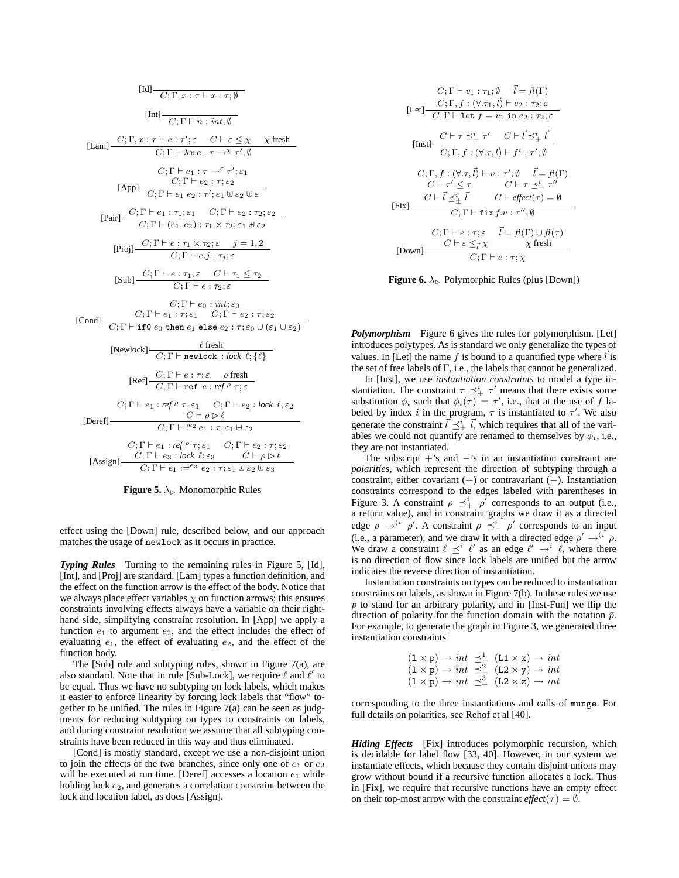$$[\text{Id}]\ \frac{}{C; \Gamma, x : \tau \vdash x : \tau; \emptyset}$$

$$[\text{Int}]\ \frac{}{C; \Gamma \vdash n : int; \emptyset}$$

$$[\text{Lam}]\ \frac{C; \Gamma, x : \tau \vdash e : \tau'; \varepsilon \quad C \vdash \varepsilon \leq \chi \quad \chi \text{ fresh}}{C; \Gamma \vdash \lambda x.e : \tau \to^{\chi} \tau'; \emptyset}$$

$$[\text{App}]\ \frac{\begin{array}{c} C; \Gamma \vdash e_1 : \tau \to^{\varepsilon} \tau'; \varepsilon_1 \\ C; \Gamma \vdash e_2 : \tau; \varepsilon_2 \end{array}}{C; \Gamma \vdash e_1\ e_2 : \tau'; \varepsilon_1 \uplus \varepsilon_2 \uplus \varepsilon}$$

$$[\text{Pair}]\ \frac{C; \Gamma \vdash e_1 : \tau_1; \varepsilon_1 \quad C; \Gamma \vdash e_2 : \tau_2; \varepsilon_2}{C; \Gamma \vdash (e_1, e_2) : \tau_1 \times \tau_2; \varepsilon_1 \uplus \varepsilon_2}$$

$$[\text{Proj}]\ \frac{C; \Gamma \vdash e : \tau_1 \times \tau_2; \varepsilon \quad j = 1, 2}{C; \Gamma \vdash e.j : \tau_j; \varepsilon}$$

$$[\text{Sub}]\ \frac{C; \Gamma \vdash e : \tau_1; \varepsilon \quad C \vdash \tau_1 \leq \tau_2}{C; \Gamma \vdash e : \tau_2; \varepsilon}$$

$$[\text{Cond}]\ \frac{\begin{array}{c} C; \Gamma \vdash e_0 : int; \varepsilon_0 \\ C; \Gamma \vdash e_1 : \tau; \varepsilon_1 \quad C; \Gamma \vdash e_2 : \tau; \varepsilon_2 \end{array}}{C; \Gamma \vdash \texttt{if0}\ e_0\ \texttt{then}\ e_1\ \texttt{else}\ e_2 : \tau; \varepsilon_0 \uplus (\varepsilon_1 \cup \varepsilon_2)}$$

$$[\text{Newlock}]\ \frac{\ell \text{ fresh}}{C; \Gamma \vdash \texttt{newlock} : lock\ \ell; \{\ell\}}$$

$$[\text{Ref}]\ \frac{C; \Gamma \vdash e : \tau; \varepsilon \quad \rho \text{ fresh}}{C; \Gamma \vdash \texttt{ref}\ e : ref^{\rho}\ \tau; \varepsilon}$$

$$[\text{Deref}]\ \frac{\begin{array}{c} C; \Gamma \vdash e_1 : ref^{\rho}\ \tau; \varepsilon_1 \quad C; \Gamma \vdash e_2 : lock\ \ell; \varepsilon_2 \\ C \vdash \rho \rhd \ell \end{array}}{C; \Gamma \vdash !^{e_2}\ e_1 : \tau; \varepsilon_1 \uplus \varepsilon_2}$$

$$[\text{Assign}]\ \frac{\begin{array}{c} C; \Gamma \vdash e_1 : ref^{\rho}\ \tau; \varepsilon_1 \quad C; \Gamma \vdash e_2 : \tau; \varepsilon_2 \\ C; \Gamma \vdash e_3 : lock\ \ell; \varepsilon_3 \quad C \vdash \rho \rhd \ell \end{array}}{C; \Gamma \vdash e_1 :=^{e_3} e_2 : \tau; \varepsilon_1 \uplus \varepsilon_2 \uplus \varepsilon_3}$$

**Figure 5.** $\lambda_{\rhd}$ Monomorphic Rules

effect using the [Down] rule, described below, and our approach matches the usage of `newlock` as it occurs in practice.

***Typing Rules*** Turning to the remaining rules in Figure 5, [Id], [Int], and [Proj] are standard. [Lam] types a function definition, and the effect on the function arrow is the effect of the body. Notice that we always place effect variables $\chi$ on function arrows; this ensures constraints involving effects always have a variable on their right-hand side, simplifying constraint resolution. In [App] we apply a function $e_1$ to argument $e_2$, and the effect includes the effect of evaluating $e_1$, the effect of evaluating $e_2$, and the effect of the function body.

The [Sub] rule and subtyping rules, shown in Figure 7(a), are also standard. Note that in rule [Sub-Lock], we require $\ell$ and $\ell'$ to be equal. Thus we have no subtyping on lock labels, which makes it easier to enforce linearity by forcing lock labels that "flow" together to be unified. The rules in Figure 7(a) can be seen as judgments for reducing subtyping on types to constraints on labels, and during constraint resolution we assume that all subtyping constraints have been reduced in this way and thus eliminated.

[Cond] is mostly standard, except we use a non-disjoint union to join the effects of the two branches, since only one of $e_1$ or $e_2$ will be executed at run time. [Deref] accesses a location $e_1$ while holding lock $e_2$, and generates a correlation constraint between the lock and location label, as does [Assign].

$$[\text{Let}]\ \frac{\begin{array}{c} C; \Gamma \vdash v_1 : \tau_1; \emptyset \quad \vec{l} = fl(\Gamma) \\ C; \Gamma, f : (\forall.\tau_1, \vec{l}) \vdash e_2 : \tau_2; \varepsilon \end{array}}{C; \Gamma \vdash \texttt{let}\ f = v_1\ \texttt{in}\ e_2 : \tau_2; \varepsilon}$$

$$[\text{Inst}]\ \frac{C \vdash \tau \preceq^{i}_{+} \tau' \quad C \vdash \vec{l} \preceq^{i}_{\pm} \vec{l}}{C; \Gamma, f : (\forall.\tau, \vec{l}) \vdash f^{i} : \tau'; \emptyset}$$

$$[\text{Fix}]\ \frac{\begin{array}{c} C; \Gamma, f : (\forall.\tau, \vec{l}) \vdash v : \tau'; \emptyset \quad \vec{l} = fl(\Gamma) \\ C \vdash \tau' \leq \tau \quad C \vdash \tau \preceq^{i}_{+} \tau'' \\ C \vdash \vec{l} \preceq^{i}_{\pm} \vec{l} \quad C \vdash effect(\tau) = \emptyset \end{array}}{C; \Gamma \vdash \texttt{fix}\ f.v : \tau''; \emptyset}$$

$$[\text{Down}]\ \frac{\begin{array}{c} C; \Gamma \vdash e : \tau; \varepsilon \quad \vec{l} = fl(\Gamma) \cup fl(\tau) \\ C \vdash \varepsilon \leq_{\vec{l}} \chi \quad \chi \text{ fresh} \end{array}}{C; \Gamma \vdash e : \tau; \chi}$$

**Figure 6.** $\lambda_{\rhd}$ Polymorphic Rules (plus [Down])

***Polymorphism*** Figure 6 gives the rules for polymorphism. [Let] introduces polytypes. As is standard we only generalize the types of values. In [Let] the name $f$ is bound to a quantified type where $\vec{l}$ is the set of free labels of $\Gamma$, i.e., the labels that cannot be generalized.

In [Inst], we use *instantiation constraints* to model a type instantiation. The constraint $\tau \preceq^{i}_{+} \tau'$ means that there exists some substitution $\phi_i$ such that $\phi_i(\tau) = \tau'$, i.e., that at the use of $f$ labeled by index $i$ in the program, $\tau$ is instantiated to $\tau'$. We also generate the constraint $\vec{l} \preceq^{i}_{\pm} \vec{l}$, which requires that all of the variables we could not quantify are renamed to themselves by $\phi_i$, i.e., they are not instantiated.

The subscript $+$'s and $-$'s in an instantiation constraint are *polarities*, which represent the direction of subtyping through a constraint, either covariant ($+$) or contravariant ($-$). Instantiation constraints correspond to the edges labeled with parentheses in Figure 3. A constraint $\rho \preceq^{i}_{+} \rho'$ corresponds to an output (i.e., a return value), and in constraint graphs we draw it as a directed edge $\rho \to^{)i} \rho'$. A constraint $\rho \preceq^{i}_{-} \rho'$ corresponds to an input (i.e., a parameter), and we draw it with a directed edge $\rho' \to^{(i} \rho$. We draw a constraint $\ell \preceq^{i} \ell'$ as an edge $\ell' \to^{i} \ell$, where there is no direction of flow since lock labels are unified but the arrow indicates the reverse direction of instantiation.

Instantiation constraints on types can be reduced to instantiation constraints on labels, as shown in Figure 7(b). In these rules we use $p$ to stand for an arbitrary polarity, and in [Inst-Fun] we flip the direction of polarity for the function domain with the notation $\bar{p}$. For example, to generate the graph in Figure 3, we generated three instantiation constraints

$$\begin{array}{lcl} (\texttt{l} \times \texttt{p}) \to int & \preceq^{1}_{+} & (\texttt{L1} \times \texttt{x}) \to int \\ (\texttt{l} \times \texttt{p}) \to int & \preceq^{2}_{+} & (\texttt{L2} \times \texttt{y}) \to int \\ (\texttt{l} \times \texttt{p}) \to int & \preceq^{3}_{+} & (\texttt{L2} \times \texttt{z}) \to int \end{array}$$

corresponding to the three instantiations and calls of `munge`. For full details on polarities, see Rehof et al [40].

***Hiding Effects*** [Fix] introduces polymorphic recursion, which is decidable for label flow [33, 40]. However, in our system we instantiate effects, which because they contain disjoint unions may grow without bound if a recursive function allocates a lock. Thus in [Fix], we require that recursive functions have an empty effect on their top-most arrow with the constraint $effect(\tau) = \emptyset$.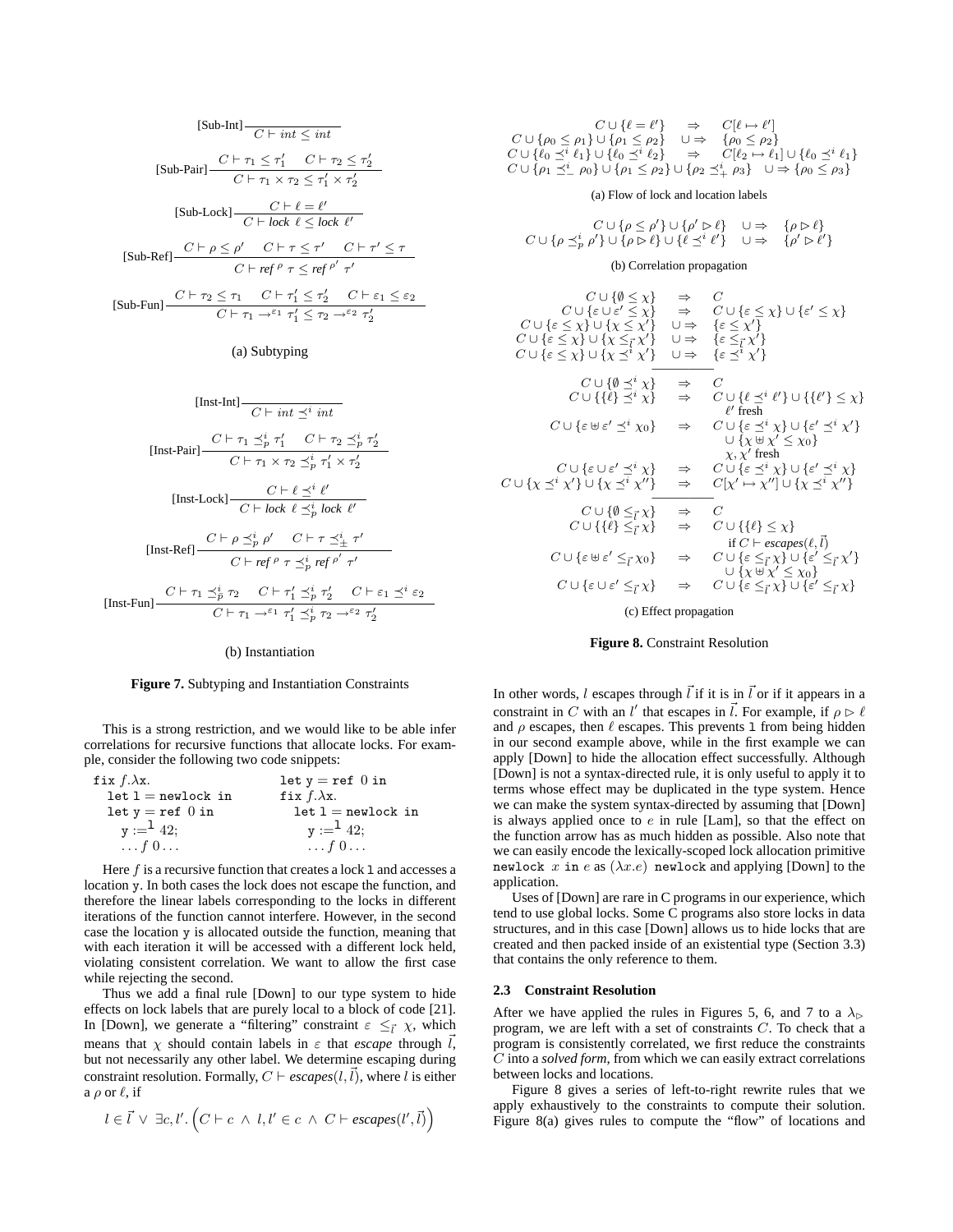$$\text{[Sub-Int]}\ \frac{}{C \vdash int \leq int}$$

$$\text{[Sub-Pair]}\ \frac{C \vdash \tau_1 \leq \tau_1' \quad C \vdash \tau_2 \leq \tau_2'}{C \vdash \tau_1 \times \tau_2 \leq \tau_1' \times \tau_2'}$$

$$\text{[Sub-Lock]}\ \frac{C \vdash \ell = \ell'}{C \vdash \textit{lock}\ \ell \leq \textit{lock}\ \ell'}$$

$$\text{[Sub-Ref]}\ \frac{C \vdash \rho \leq \rho' \quad C \vdash \tau \leq \tau' \quad C \vdash \tau' \leq \tau}{C \vdash \textit{ref}^{\,\rho}\ \tau \leq \textit{ref}^{\,\rho'}\ \tau'}$$

$$\text{[Sub-Fun]}\ \frac{C \vdash \tau_2 \leq \tau_1 \quad C \vdash \tau_1' \leq \tau_2' \quad C \vdash \varepsilon_1 \leq \varepsilon_2}{C \vdash \tau_1 \rightarrow^{\varepsilon_1} \tau_1' \leq \tau_2 \rightarrow^{\varepsilon_2} \tau_2'}$$

(a) Subtyping

$$\text{[Inst-Int]}\ \frac{}{C \vdash int \preceq^i int}$$

$$\text{[Inst-Pair]}\ \frac{C \vdash \tau_1 \preceq_p^i \tau_1' \quad C \vdash \tau_2 \preceq_p^i \tau_2'}{C \vdash \tau_1 \times \tau_2 \preceq_p^i \tau_1' \times \tau_2'}$$

$$\text{[Inst-Lock]}\ \frac{C \vdash \ell \preceq^i \ell'}{C \vdash \textit{lock}\ \ell \preceq_p^i \textit{lock}\ \ell'}$$

$$\text{[Inst-Ref]}\ \frac{C \vdash \rho \preceq_p^i \rho' \quad C \vdash \tau \preceq_\pm^i \tau'}{C \vdash \textit{ref}^{\,\rho}\ \tau \preceq_p^i \textit{ref}^{\,\rho'}\ \tau'}$$

$$\text{[Inst-Fun]}\ \frac{C \vdash \tau_1 \preceq_{\bar{p}}^i \tau_2 \quad C \vdash \tau_1' \preceq_p^i \tau_2' \quad C \vdash \varepsilon_1 \preceq^i \varepsilon_2}{C \vdash \tau_1 \rightarrow^{\varepsilon_1} \tau_1' \preceq_p^i \tau_2 \rightarrow^{\varepsilon_2} \tau_2'}$$

(b) Instantiation

**Figure 7.** Subtyping and Instantiation Constraints

This is a strong restriction, and we would like to be able infer correlations for recursive functions that allocate locks. For example, consider the following two code snippets:

```
fix f.λx.                      let y = ref 0 in
  let l = newlock in           fix f.λx.
  let y = ref 0 in               let l = newlock in
    y :=^l 42;                     y :=^l 42;
    ... f 0 ...                    ... f 0 ...
```

Here $f$ is a recursive function that creates a lock `l` and accesses a location `y`. In both cases the lock does not escape the function, and therefore the linear labels corresponding to the locks in different iterations of the function cannot interfere. However, in the second case the location `y` is allocated outside the function, meaning that with each iteration it will be accessed with a different lock held, violating consistent correlation. We want to allow the first case while rejecting the second.

Thus we add a final rule [Down] to our type system to hide effects on lock labels that are purely local to a block of code [21]. In [Down], we generate a "filtering" constraint $\varepsilon \leq_{\vec{l}} \chi$, which means that $\chi$ should contain labels in $\varepsilon$ that *escape* through $\vec{l}$, but not necessarily any other label. We determine escaping during constraint resolution. Formally, $C \vdash \textit{escapes}(l, \vec{l})$, where $l$ is either a $\rho$ or $\ell$, if

$$l \in \vec{l} \ \vee\ \exists c, l'.\left(C \vdash c \ \wedge\ l, l' \in c \ \wedge\ C \vdash \textit{escapes}(l', \vec{l})\right)$$

$$\begin{array}{rcl}
C \cup \{\ell = \ell'\} & \Rightarrow & C[\ell \mapsto \ell'] \\
C \cup \{\rho_0 \leq \rho_1\} \cup \{\rho_1 \leq \rho_2\} & \cup\Rightarrow & \{\rho_0 \leq \rho_2\} \\
C \cup \{\ell_0 \preceq^i \ell_1\} \cup \{\ell_0 \preceq^i \ell_2\} & \Rightarrow & C[\ell_2 \mapsto \ell_1] \cup \{\ell_0 \preceq^i \ell_1\} \\
C \cup \{\rho_1 \preceq_-^i \rho_0\} \cup \{\rho_1 \leq \rho_2\} \cup \{\rho_2 \preceq_+^i \rho_3\} & \cup\Rightarrow & \{\rho_0 \leq \rho_3\}
\end{array}$$

(a) Flow of lock and location labels

$$\begin{array}{rcl}
C \cup \{\rho \leq \rho'\} \cup \{\rho' \rhd \ell\} & \cup\Rightarrow & \{\rho \rhd \ell\} \\
C \cup \{\rho \preceq_p^i \rho'\} \cup \{\rho \rhd \ell\} \cup \{\ell \preceq^i \ell'\} & \cup\Rightarrow & \{\rho' \rhd \ell'\}
\end{array}$$

(b) Correlation propagation

$$\begin{array}{rcl}
C \cup \{\emptyset \leq \chi\} & \Rightarrow & C \\
C \cup \{\varepsilon \cup \varepsilon' \leq \chi\} & \Rightarrow & C \cup \{\varepsilon \leq \chi\} \cup \{\varepsilon' \leq \chi\} \\
C \cup \{\varepsilon \leq \chi\} \cup \{\chi \leq \chi'\} & \cup\Rightarrow & \{\varepsilon \leq \chi'\} \\
C \cup \{\varepsilon \leq \chi\} \cup \{\chi \leq_{\vec{l}} \chi'\} & \cup\Rightarrow & \{\varepsilon \leq_{\vec{l}} \chi'\} \\
C \cup \{\varepsilon \leq \chi\} \cup \{\chi \preceq^i \chi'\} & \cup\Rightarrow & \{\varepsilon \preceq^i \chi'\} \\
\hline
C \cup \{\emptyset \preceq^i \chi\} & \Rightarrow & C \\
C \cup \{\{\ell\} \preceq^i \chi\} & \Rightarrow & C \cup \{\ell \preceq^i \ell'\} \cup \{\{\ell'\} \leq \chi\} \\
 & & \ell' \text{ fresh} \\
C \cup \{\varepsilon \uplus \varepsilon' \preceq^i \chi_0\} & \Rightarrow & C \cup \{\varepsilon \preceq^i \chi\} \cup \{\varepsilon' \preceq^i \chi'\} \\
 & & \cup \{\chi \uplus \chi' \leq \chi_0\} \\
 & & \chi, \chi' \text{ fresh} \\
C \cup \{\varepsilon \cup \varepsilon' \preceq^i \chi\} & \Rightarrow & C \cup \{\varepsilon \preceq^i \chi\} \cup \{\varepsilon' \preceq^i \chi\} \\
C \cup \{\chi \preceq^i \chi'\} \cup \{\chi \preceq^i \chi''\} & \Rightarrow & C[\chi' \mapsto \chi''] \cup \{\chi \preceq^i \chi''\} \\
\hline
C \cup \{\emptyset \leq_{\vec{l}} \chi\} & \Rightarrow & C \\
C \cup \{\{\ell\} \leq_{\vec{l}} \chi\} & \Rightarrow & C \cup \{\{\ell\} \leq \chi\} \\
 & & \text{if } C \vdash \textit{escapes}(\ell, \vec{l}) \\
C \cup \{\varepsilon \uplus \varepsilon' \leq_{\vec{l}} \chi_0\} & \Rightarrow & C \cup \{\varepsilon \leq_{\vec{l}} \chi\} \cup \{\varepsilon' \leq_{\vec{l}} \chi'\} \\
 & & \cup \{\chi \uplus \chi' \leq \chi_0\} \\
C \cup \{\varepsilon \cup \varepsilon' \leq_{\vec{l}} \chi\} & \Rightarrow & C \cup \{\varepsilon \leq_{\vec{l}} \chi\} \cup \{\varepsilon' \leq_{\vec{l}} \chi\}
\end{array}$$

(c) Effect propagation

**Figure 8.** Constraint Resolution

In other words, $l$ escapes through $\vec{l}$ if it is in $\vec{l}$ or if it appears in a constraint in $C$ with an $l'$ that escapes in $\vec{l}$. For example, if $\rho \rhd \ell$ and $\rho$ escapes, then $\ell$ escapes. This prevents `l` from being hidden in our second example above, while in the first example we can apply [Down] to hide the allocation effect successfully. Although [Down] is not a syntax-directed rule, it is only useful to apply it to terms whose effect may be duplicated in the type system. Hence we can make the system syntax-directed by assuming that [Down] is always applied once to $e$ in rule [Lam], so that the effect on the function arrow has as much hidden as possible. Also note that we can easily encode the lexically-scoped lock allocation primitive `newlock` $x$ `in` $e$ as $(\lambda x.e)$ `newlock` and applying [Down] to the application.

Uses of [Down] are rare in C programs in our experience, which tend to use global locks. Some C programs also store locks in data structures, and in this case [Down] allows us to hide locks that are created and then packed inside of an existential type (Section 3.3) that contains the only reference to them.

### 2.3 Constraint Resolution

After we have applied the rules in Figures 5, 6, and 7 to a $\lambda_{\rhd}$ program, we are left with a set of constraints $C$. To check that a program is consistently correlated, we first reduce the constraints $C$ into a *solved form*, from which we can easily extract correlations between locks and locations.

Figure 8 gives a series of left-to-right rewrite rules that we apply exhaustively to the constraints to compute their solution. Figure 8(a) gives rules to compute the "flow" of locations and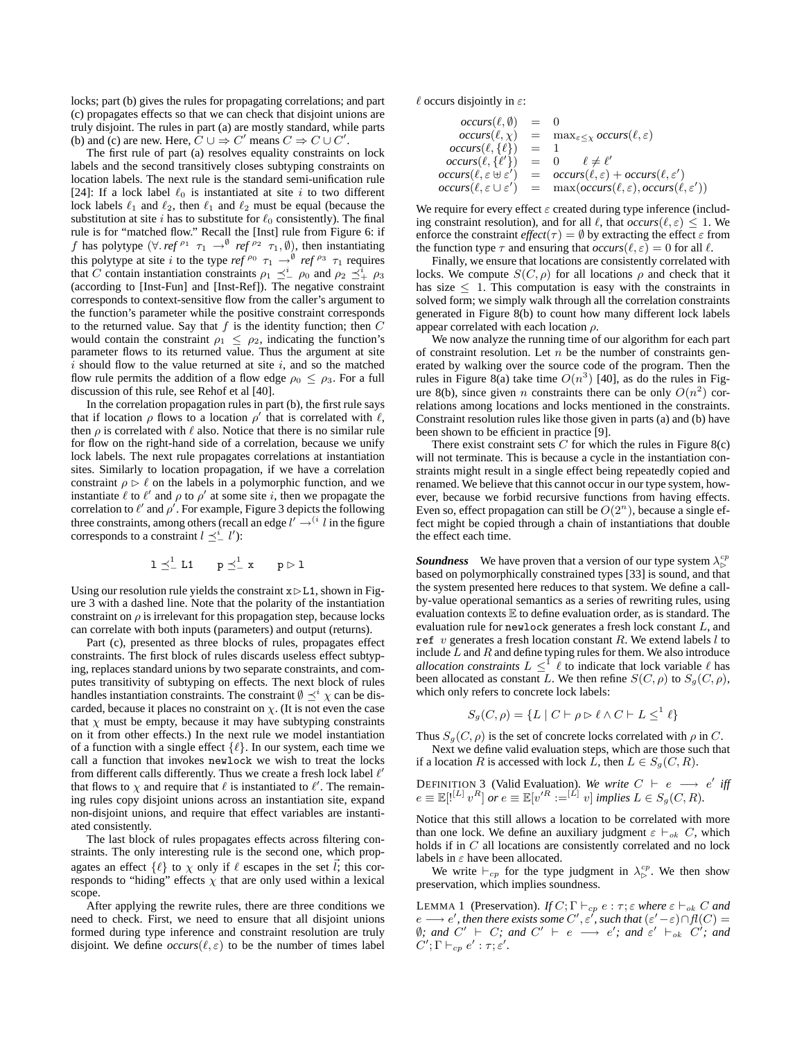locks; part (b) gives the rules for propagating correlations; and part (c) propagates effects so that we can check that disjoint unions are truly disjoint. The rules in part (a) are mostly standard, while parts (b) and (c) are new. Here, $C \cup \Rightarrow C'$ means $C \Rightarrow C \cup C'$.

The first rule of part (a) resolves equality constraints on lock labels and the second transitively closes subtyping constraints on location labels. The next rule is the standard semi-unification rule [24]: If a lock label $\ell_0$ is instantiated at site $i$ to two different lock labels $\ell_1$ and $\ell_2$, then $\ell_1$ and $\ell_2$ must be equal (because the substitution at site $i$ has to substitute for $\ell_0$ consistently). The final rule is for "matched flow." Recall the [Inst] rule from Figure 6: if $f$ has polytype $(\forall.\, ref^{\rho_1}\ \tau_1 \rightarrow^{\emptyset} ref^{\rho_2}\ \tau_1, \emptyset)$, then instantiating this polytype at site $i$ to the type $ref^{\rho_0}\ \tau_1 \rightarrow^{\emptyset} ref^{\rho_3}\ \tau_1$ requires that $C$ contain instantiation constraints $\rho_1 \preceq^i_- \rho_0$ and $\rho_2 \preceq^i_+ \rho_3$ (according to [Inst-Fun] and [Inst-Ref]). The negative constraint corresponds to context-sensitive flow from the caller's argument to the function's parameter while the positive constraint corresponds to the returned value. Say that $f$ is the identity function; then $C$ would contain the constraint $\rho_1 \leq \rho_2$, indicating the function's parameter flows to its returned value. Thus the argument at site $i$ should flow to the value returned at site $i$, and so the matched flow rule permits the addition of a flow edge $\rho_0 \leq \rho_3$. For a full discussion of this rule, see Rehof et al [40].

In the correlation propagation rules in part (b), the first rule says that if location $\rho$ flows to a location $\rho'$ that is correlated with $\ell$, then $\rho$ is correlated with $\ell$ also. Notice that there is no similar rule for flow on the right-hand side of a correlation, because we unify lock labels. The next rule propagates correlations at instantiation sites. Similarly to location propagation, if we have a correlation constraint $\rho \rhd \ell$ on the labels in a polymorphic function, and we instantiate $\ell$ to $\ell'$ and $\rho$ to $\rho'$ at some site $i$, then we propagate the correlation to $\ell'$ and $\rho'$. For example, Figure 3 depicts the following three constraints, among others (recall an edge $l' \rightarrow^{(i} l$ in the figure corresponds to a constraint $l \preceq^i_- l'$):

$$\mathtt{l} \preceq^1_- \mathtt{L1} \qquad \mathtt{p} \preceq^1_- \mathtt{x} \qquad \mathtt{p} \rhd \mathtt{l}$$

Using our resolution rule yields the constraint $\mathtt{x} \rhd \mathtt{L1}$, shown in Figure 3 with a dashed line. Note that the polarity of the instantiation constraint on $\rho$ is irrelevant for this propagation step, because locks can correlate with both inputs (parameters) and output (returns).

Part (c), presented as three blocks of rules, propagates effect constraints. The first block of rules discards useless effect subtyping, replaces standard unions by two separate constraints, and computes transitivity of subtyping on effects. The next block of rules handles instantiation constraints. The constraint $\emptyset \preceq^i \chi$ can be discarded, because it places no constraint on $\chi$. (It is not even the case that $\chi$ must be empty, because it may have subtyping constraints on it from other effects.) In the next rule we model instantiation of a function with a single effect $\{\ell\}$. In our system, each time we call a function that invokes `newlock` we wish to treat the locks from different calls differently. Thus we create a fresh lock label $\ell'$ that flows to $\chi$ and require that $\ell$ is instantiated to $\ell'$. The remaining rules copy disjoint unions across an instantiation site, expand non-disjoint unions, and require that effect variables are instantiated consistently.

The last block of rules propagates effects across filtering constraints. The only interesting rule is the second one, which propagates an effect $\{\ell\}$ to $\chi$ only if $\ell$ escapes in the set $\vec{l}$; this corresponds to "hiding" effects $\chi$ that are only used within a lexical scope.

After applying the rewrite rules, there are three conditions we need to check. First, we need to ensure that all disjoint unions formed during type inference and constraint resolution are truly disjoint. We define $occurs(\ell, \varepsilon)$ to be the number of times label $\ell$ occurs disjointly in $\varepsilon$:

$$\begin{array}{rcl} occurs(\ell, \emptyset) & = & 0 \\ occurs(\ell, \chi) & = & \max_{\varepsilon \leq \chi} occurs(\ell, \varepsilon) \\ occurs(\ell, \{\ell\}) & = & 1 \\ occurs(\ell, \{\ell'\}) & = & 0 \qquad \ell \neq \ell' \\ occurs(\ell, \varepsilon \uplus \varepsilon') & = & occurs(\ell, \varepsilon) + occurs(\ell, \varepsilon') \\ occurs(\ell, \varepsilon \cup \varepsilon') & = & \max(occurs(\ell, \varepsilon), occurs(\ell, \varepsilon')) \end{array}$$

We require for every effect $\varepsilon$ created during type inference (including constraint resolution), and for all $\ell$, that $occurs(\ell, \varepsilon) \leq 1$. We enforce the constraint $effect(\tau) = \emptyset$ by extracting the effect $\varepsilon$ from the function type $\tau$ and ensuring that $occurs(\ell, \varepsilon) = 0$ for all $\ell$.

Finally, we ensure that locations are consistently correlated with locks. We compute $S(C, \rho)$ for all locations $\rho$ and check that it has size $\leq 1$. This computation is easy with the constraints in solved form; we simply walk through all the correlation constraints generated in Figure 8(b) to count how many different lock labels appear correlated with each location $\rho$.

We now analyze the running time of our algorithm for each part of constraint resolution. Let $n$ be the number of constraints generated by walking over the source code of the program. Then the rules in Figure 8(a) take time $O(n^3)$ [40], as do the rules in Figure 8(b), since given $n$ constraints there can be only $O(n^2)$ correlations among locations and locks mentioned in the constraints. Constraint resolution rules like those given in parts (a) and (b) have been shown to be efficient in practice [9].

There exist constraint sets $C$ for which the rules in Figure 8(c) will not terminate. This is because a cycle in the instantiation constraints might result in a single effect being repeatedly copied and renamed. We believe that this cannot occur in our type system, however, because we forbid recursive functions from having effects. Even so, effect propagation can still be $O(2^n)$, because a single effect might be copied through a chain of instantiations that double the effect each time.

***Soundness*** We have proven that a version of our type system $\lambda^{cp}_{\rhd}$ based on polymorphically constrained types [33] is sound, and that the system presented here reduces to that system. We define a call-by-value operational semantics as a series of rewriting rules, using evaluation contexts $\mathbb{E}$ to define evaluation order, as is standard. The evaluation rule for `newlock` generates a fresh lock constant $L$, and `ref` $v$ generates a fresh location constant $R$. We extend labels $l$ to include $L$ and $R$ and define typing rules for them. We also introduce *allocation constraints* $L \leq^1 \ell$ to indicate that lock variable $\ell$ has been allocated as constant $L$. We then refine $S(C, \rho)$ to $S_g(C, \rho)$, which only refers to concrete lock labels:

$$S_g(C, \rho) = \{L \mid C \vdash \rho \rhd \ell \wedge C \vdash L \leq^1 \ell\}$$

Thus $S_g(C, \rho)$ is the set of concrete locks correlated with $\rho$ in $C$.

Next we define valid evaluation steps, which are those such that if a location $R$ is accessed with lock $L$, then $L \in S_g(C, R)$.

DEFINITION 3 (Valid Evaluation). *We write $C \vdash e \longrightarrow e'$ iff $e \equiv \mathbb{E}[!^{[L]}\, v^R]$ or $e \equiv \mathbb{E}[v'^R :=^{[L]} v]$ implies $L \in S_g(C, R)$.*

Notice that this still allows a location to be correlated with more than one lock. We define an auxiliary judgment $\varepsilon \vdash_{ok} C$, which holds if in $C$ all locations are consistently correlated and no lock labels in $\varepsilon$ have been allocated.

We write $\vdash_{cp}$ for the type judgment in $\lambda^{cp}_{\rhd}$. We then show preservation, which implies soundness.

LEMMA 1 (Preservation). *If $C; \Gamma \vdash_{cp} e : \tau; \varepsilon$ where $\varepsilon \vdash_{ok} C$ and $e \longrightarrow e'$, then there exists some $C', \varepsilon'$, such that $(\varepsilon' - \varepsilon) \cap fl(C) = \emptyset$; and $C' \vdash C$; and $C' \vdash e \longrightarrow e'$; and $\varepsilon' \vdash_{ok} C'$; and $C'; \Gamma \vdash_{cp} e' : \tau; \varepsilon'$.*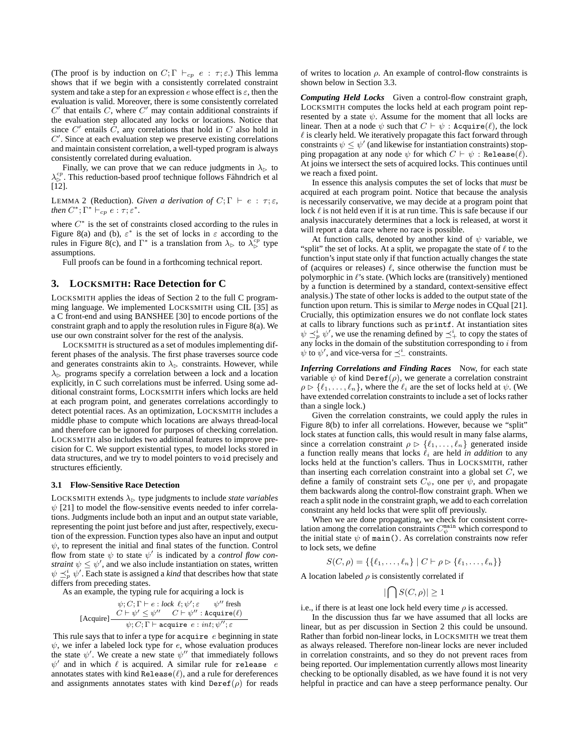(The proof is by induction on $C; \Gamma \vdash_{cp} e : \tau; \varepsilon$.) This lemma shows that if we begin with a consistently correlated constraint system and take a step for an expression $e$ whose effect is $\varepsilon$, then the evaluation is valid. Moreover, there is some consistently correlated $C'$ that entails $C$, where $C'$ may contain additional constraints if the evaluation step allocated any locks or locations. Notice that since $C'$ entails $C$, any correlations that hold in $C$ also hold in $C'$. Since at each evaluation step we preserve existing correlations and maintain consistent correlation, a well-typed program is always consistently correlated during evaluation.

Finally, we can prove that we can reduce judgments in $\lambda_\triangleright$ to $\lambda_\triangleright^{cp}$. This reduction-based proof technique follows Fähndrich et al [12].

LEMMA 2 (Reduction). *Given a derivation of* $C; \Gamma \vdash e : \tau; \varepsilon$, *then* $C^*; \Gamma^* \vdash_{cp} e : \tau; \varepsilon^*$.

where $C^*$ is the set of constraints closed according to the rules in Figure 8(a) and (b), $\varepsilon^*$ is the set of locks in $\varepsilon$ according to the rules in Figure 8(c), and $\Gamma^*$ is a translation from $\lambda_\triangleright$ to $\lambda_\triangleright^{cp}$ type assumptions.

Full proofs can be found in a forthcoming technical report.

## 3. LOCKSMITH: Race Detection for C

LOCKSMITH applies the ideas of Section 2 to the full C programming language. We implemented LOCKSMITH using CIL [35] as a C front-end and using BANSHEE [30] to encode portions of the constraint graph and to apply the resolution rules in Figure 8(a). We use our own constraint solver for the rest of the analysis.

LOCKSMITH is structured as a set of modules implementing different phases of the analysis. The first phase traverses source code and generates constraints akin to $\lambda_\triangleright$ constraints. However, while $\lambda_\triangleright$ programs specify a correlation between a lock and a location explicitly, in C such correlations must be inferred. Using some additional constraint forms, LOCKSMITH infers which locks are held at each program point, and generates correlations accordingly to detect potential races. As an optimization, LOCKSMITH includes a middle phase to compute which locations are always thread-local and therefore can be ignored for purposes of checking correlation. LOCKSMITH also includes two additional features to improve precision for C. We support existential types, to model locks stored in data structures, and we try to model pointers to `void` precisely and structures efficiently.

### 3.1 Flow-Sensitive Race Detection

LOCKSMITH extends $\lambda_\triangleright$ type judgments to include *state variables* $\psi$ [21] to model the flow-sensitive events needed to infer correlations. Judgments include both an input and an output state variable, representing the point just before and just after, respectively, execution of the expression. Function types also have an input and output $\psi$, to represent the initial and final states of the function. Control flow from state $\psi$ to state $\psi'$ is indicated by a *control flow constraint* $\psi \leq \psi'$, and we also include instantiation on states, written $\psi \preceq_p^i \psi'$. Each state is assigned a *kind* that describes how that state differs from preceding states.

As an example, the typing rule for acquiring a lock is

$$\text{[Acquire]}\frac{\psi; C; \Gamma \vdash e : \textit{lock } \ell; \psi'; \varepsilon \qquad \psi'' \text{ fresh} \qquad C \vdash \psi' \leq \psi'' \qquad C \vdash \psi'' : \texttt{Acquire}(\ell)}{\psi; C; \Gamma \vdash \texttt{acquire } e : \textit{int}; \psi''; \varepsilon}$$

This rule says that to infer a type for `acquire` $e$ beginning in state $\psi$, we infer a labeled lock type for $e$, whose evaluation produces the state $\psi'$. We create a new state $\psi''$ that immediately follows $\psi'$ and in which $\ell$ is acquired. A similar rule for `release` $e$ annotates states with kind $\texttt{Release}(\ell)$, and a rule for dereferences and assignments annotates states with kind $\texttt{Deref}(\rho)$ for reads of writes to location $\rho$. An example of control-flow constraints is shown below in Section 3.3.

***Computing Held Locks*** Given a control-flow constraint graph, LOCKSMITH computes the locks held at each program point represented by a state $\psi$. Assume for the moment that all locks are linear. Then at a node $\psi$ such that $C \vdash \psi : \texttt{Acquire}(\ell)$, the lock $\ell$ is clearly held. We iteratively propagate this fact forward through constraints $\psi \leq \psi'$ (and likewise for instantiation constraints) stopping propagation at any node $\psi$ for which $C \vdash \psi : \texttt{Release}(\ell)$. At joins we intersect the sets of acquired locks. This continues until we reach a fixed point.

In essence this analysis computes the set of locks that *must* be acquired at each program point. Notice that because the analysis is necessarily conservative, we may decide at a program point that lock $\ell$ is not held even if it is at run time. This is safe because if our analysis inaccurately determines that a lock is released, at worst it will report a data race where no race is possible.

At function calls, denoted by another kind of $\psi$ variable, we "split" the set of locks. At a split, we propagate the state of $\ell$ to the function's input state only if that function actually changes the state of (acquires or releases) $\ell$, since otherwise the function must be polymorphic in $\ell$'s state. (Which locks are (transitively) mentioned by a function is determined by a standard, context-sensitive effect analysis.) The state of other locks is added to the output state of the function upon return. This is similar to *Merge* nodes in CQual [21]. Crucially, this optimization ensures we do not conflate lock states at calls to library functions such as `printf`. At instantiation sites $\psi \preceq_p^i \psi'$, we use the renaming defined by $\preceq_+^i$ to copy the states of any locks in the domain of the substitution corresponding to $i$ from $\psi$ to $\psi'$, and vice-versa for $\preceq_-^i$ constraints.

***Inferring Correlations and Finding Races*** Now, for each state variable $\psi$ of kind $\texttt{Deref}(\rho)$, we generate a correlation constraint $\rho \triangleright \{\ell_1, \ldots, \ell_n\}$, where the $\ell_i$ are the set of locks held at $\psi$. (We have extended correlation constraints to include a set of locks rather than a single lock.)

Given the correlation constraints, we could apply the rules in Figure 8(b) to infer all correlations. However, because we "split" lock states at function calls, this would result in many false alarms, since a correlation constraint $\rho \triangleright \{\ell_1, \ldots, \ell_n\}$ generated inside a function really means that locks $\ell_i$ are held *in addition* to any locks held at the function's callers. Thus in LOCKSMITH, rather than inserting each correlation constraint into a global set $C$, we define a family of constraint sets $C_\psi$, one per $\psi$, and propagate them backwards along the control-flow constraint graph. When we reach a split node in the constraint graph, we add to each correlation constraint any held locks that were split off previously.

When we are done propagating, we check for consistent correlation among the correlation constraints $C_\psi^{\texttt{main}}$ which correspond to the initial state $\psi$ of `main()`. As correlation constraints now refer to lock sets, we define

$$S(C, \rho) = \{\{\ell_1, \ldots, \ell_n\} \mid C \vdash \rho \triangleright \{\ell_1, \ldots, \ell_n\}\}$$

A location labeled $\rho$ is consistently correlated if

$$|\bigcap S(C, \rho)| \geq 1$$

i.e., if there is at least one lock held every time $\rho$ is accessed.

In the discussion thus far we have assumed that all locks are linear, but as per discussion in Section 2 this could be unsound. Rather than forbid non-linear locks, in LOCKSMITH we treat them as always released. Therefore non-linear locks are never included in correlation constraints, and so they do not prevent races from being reported. Our implementation currently allows most linearity checking to be optionally disabled, as we have found it is not very helpful in practice and can have a steep performance penalty. Our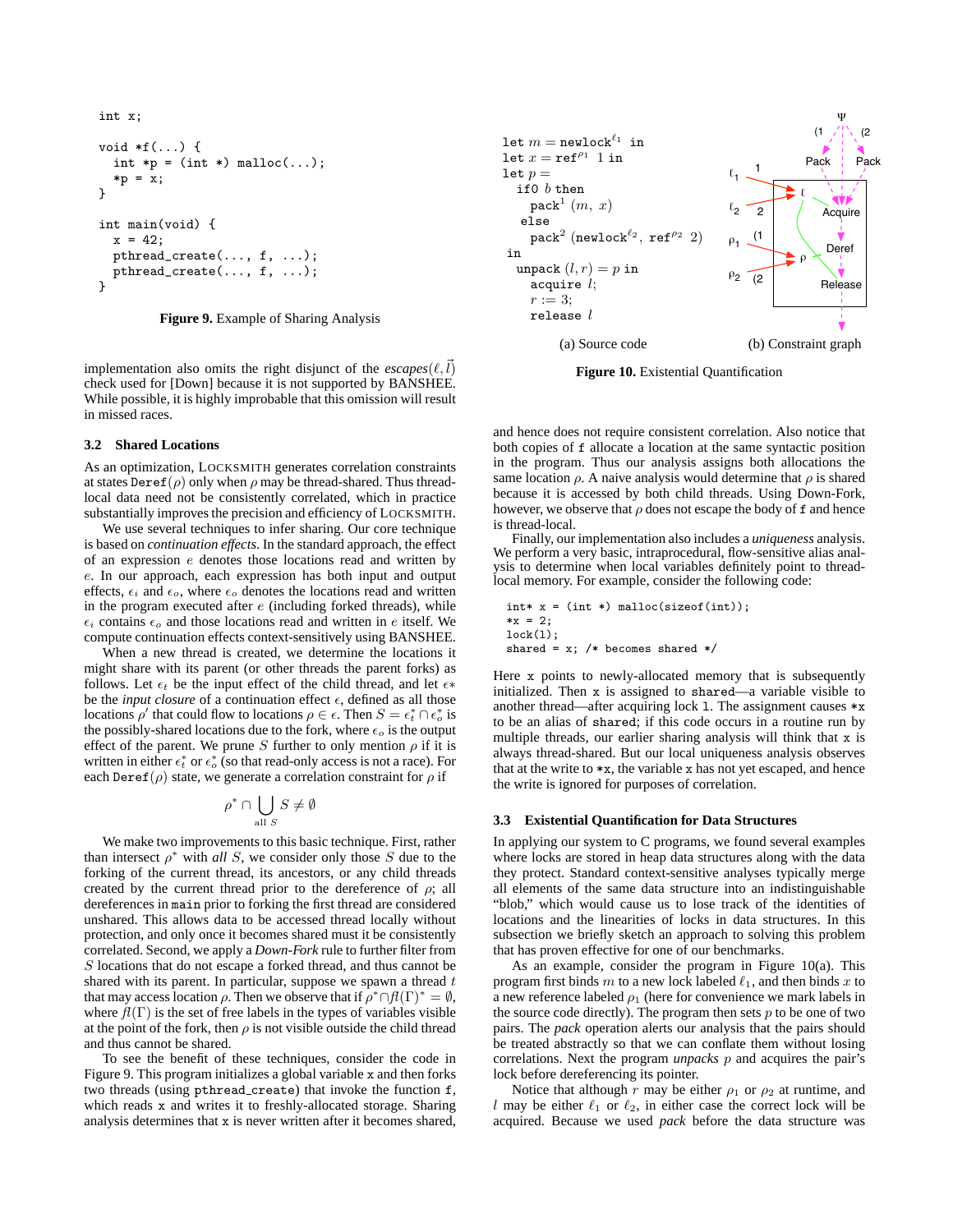```
int x;

void *f(...) {
  int *p = (int *) malloc(...);
  *p = x;
}

int main(void) {
  x = 42;
  pthread_create(..., f, ...);
  pthread_create(..., f, ...);
}
```

**Figure 9.** Example of Sharing Analysis

implementation also omits the right disjunct of the *escapes*$(\ell, \vec{l})$ check used for [Down] because it is not supported by BANSHEE. While possible, it is highly improbable that this omission will result in missed races.

### 3.2 Shared Locations

As an optimization, LOCKSMITH generates correlation constraints at states $\texttt{Deref}(\rho)$ only when $\rho$ may be thread-shared. Thus thread-local data need not be consistently correlated, which in practice substantially improves the precision and efficiency of LOCKSMITH.

We use several techniques to infer sharing. Our core technique is based on *continuation effects*. In the standard approach, the effect of an expression $e$ denotes those locations read and written by $e$. In our approach, each expression has both input and output effects, $\epsilon_i$ and $\epsilon_o$, where $\epsilon_o$ denotes the locations read and written in the program executed after $e$ (including forked threads), while $\epsilon_i$ contains $\epsilon_o$ and those locations read and written in $e$ itself. We compute continuation effects context-sensitively using BANSHEE.

When a new thread is created, we determine the locations it might share with its parent (or other threads the parent forks) as follows. Let $\epsilon_t$ be the input effect of the child thread, and let $\epsilon*$ be the *input closure* of a continuation effect $\epsilon$, defined as all those locations $\rho'$ that could flow to locations $\rho \in \epsilon$. Then $S = \epsilon_t^* \cap \epsilon_o^*$ is the possibly-shared locations due to the fork, where $\epsilon_o$ is the output effect of the parent. We prune $S$ further to only mention $\rho$ if it is written in either $\epsilon_t^*$ or $\epsilon_o^*$ (so that read-only access is not a race). For each $\texttt{Deref}(\rho)$ state, we generate a correlation constraint for $\rho$ if

$$\rho^* \cap \bigcup_{\text{all } S} S \neq \emptyset$$

We make two improvements to this basic technique. First, rather than intersect $\rho^*$ with *all* $S$, we consider only those $S$ due to the forking of the current thread, its ancestors, or any child threads created by the current thread prior to the dereference of $\rho$; all dereferences in `main` prior to forking the first thread are considered unshared. This allows data to be accessed thread locally without protection, and only once it becomes shared must it be consistently correlated. Second, we apply a *Down-Fork* rule to further filter from $S$ locations that do not escape a forked thread, and thus cannot be shared with its parent. In particular, suppose we spawn a thread $t$ that may access location $\rho$. Then we observe that if $\rho^* \cap fl(\Gamma)^* = \emptyset$, where $fl(\Gamma)$ is the set of free labels in the types of variables visible at the point of the fork, then $\rho$ is not visible outside the child thread and thus cannot be shared.

To see the benefit of these techniques, consider the code in Figure 9. This program initializes a global variable `x` and then forks two threads (using `pthread_create`) that invoke the function `f`, which reads `x` and writes it to freshly-allocated storage. Sharing analysis determines that `x` is never written after it becomes shared, and hence does not require consistent correlation. Also notice that both copies of `f` allocate a location at the same syntactic position in the program. Thus our analysis assigns both allocations the same location $\rho$. A naive analysis would determine that $\rho$ is shared because it is accessed by both child threads. Using Down-Fork, however, we observe that $\rho$ does not escape the body of `f` and hence is thread-local.

Finally, our implementation also includes a *uniqueness* analysis. We perform a very basic, intraprocedural, flow-sensitive alias analysis to determine when local variables definitely point to thread-local memory. For example, consider the following code:

```
int* x = (int *) malloc(sizeof(int));
*x = 2;
lock(l);
shared = x; /* becomes shared */
```

Here `x` points to newly-allocated memory that is subsequently initialized. Then `x` is assigned to `shared`—a variable visible to another thread—after acquiring lock `l`. The assignment causes `*x` to be an alias of `shared`; if this code occurs in a routine run by multiple threads, our earlier sharing analysis will think that `x` is always thread-shared. But our local uniqueness analysis observes that at the write to `*x`, the variable `x` has not yet escaped, and hence the write is ignored for purposes of correlation.

### 3.3 Existential Quantification for Data Structures

In applying our system to C programs, we found several examples where locks are stored in heap data structures along with the data they protect. Standard context-sensitive analyses typically merge all elements of the same data structure into an indistinguishable "blob," which would cause us to lose track of the identities of locations and the linearities of locks in data structures. In this subsection we briefly sketch an approach to solving this problem that has proven effective for one of our benchmarks.

(a) Source code:

```
let m = newlock^ℓ1 in
let x = ref^ρ1 1 in
let p =
  if0 b then
    pack^1 (m, x)
  else
    pack^2 (newlock^ℓ2, ref^ρ2 2)
in
  unpack (l, r) = p in
    acquire l;
    r := 3;
    release l
```

(b) Constraint graph

**Figure 10.** Existential Quantification

As an example, consider the program in Figure 10(a). This program first binds $m$ to a new lock labeled $\ell_1$, and then binds $x$ to a new reference labeled $\rho_1$ (here for convenience we mark labels in the source code directly). The program then sets $p$ to be one of two pairs. The *pack* operation alerts our analysis that the pairs should be treated abstractly so that we can conflate them without losing correlations. Next the program *unpacks* $p$ and acquires the pair's lock before dereferencing its pointer.

Notice that although $r$ may be either $\rho_1$ or $\rho_2$ at runtime, and $l$ may be either $\ell_1$ or $\ell_2$, in either case the correct lock will be acquired. Because we used *pack* before the data structure was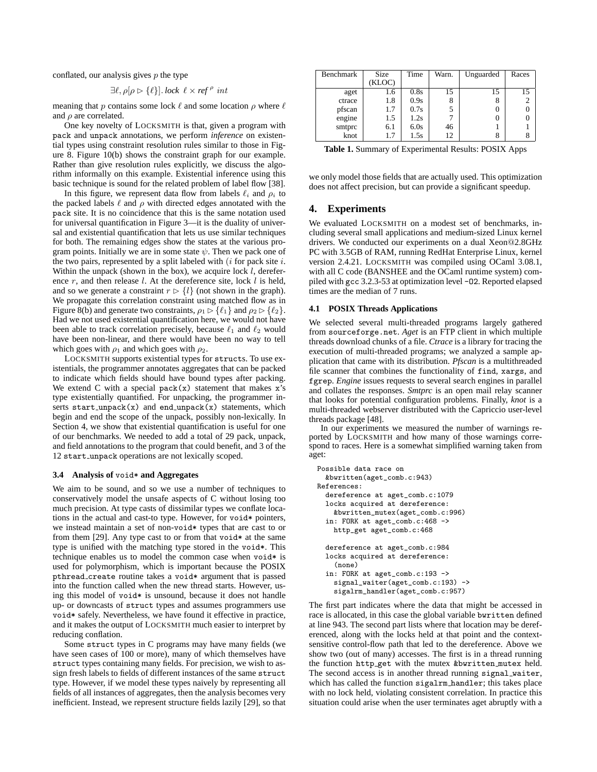conflated, our analysis gives $p$ the type

$$\exists \ell, \rho[\rho \rhd \{\ell\}].\, lock\ \ell \times ref^{\,\rho}\ int$$

meaning that $p$ contains some lock $\ell$ and some location $\rho$ where $\ell$ and $\rho$ are correlated.

One key novelty of LOCKSMITH is that, given a program with `pack` and `unpack` annotations, we perform *inference* on existential types using constraint resolution rules similar to those in Figure 8. Figure 10(b) shows the constraint graph for our example. Rather than give resolution rules explicitly, we discuss the algorithm informally on this example. Existential inference using this basic technique is sound for the related problem of label flow [38].

In this figure, we represent data flow from labels $\ell_i$ and $\rho_i$ to the packed labels $\ell$ and $\rho$ with directed edges annotated with the `pack` site. It is no coincidence that this is the same notation used for universal quantification in Figure 3—it is the duality of universal and existential quantification that lets us use similar techniques for both. The remaining edges show the states at the various program points. Initially we are in some state $\psi$. Then we pack one of the two pairs, represented by a split labeled with ($i$ for pack site $i$. Within the unpack (shown in the box), we acquire lock $l$, dereference $r$, and then release $l$. At the dereference site, lock $l$ is held, and so we generate a constraint $r \rhd \{l\}$ (not shown in the graph). We propagate this correlation constraint using matched flow as in Figure 8(b) and generate two constraints, $\rho_1 \rhd \{\ell_1\}$ and $\rho_2 \rhd \{\ell_2\}$. Had we not used existential quantification here, we would not have been able to track correlation precisely, because $\ell_1$ and $\ell_2$ would have been non-linear, and there would have been no way to tell which goes with $\rho_1$ and which goes with $\rho_2$.

LOCKSMITH supports existential types for `struct`s. To use existentials, the programmer annotates aggregates that can be packed to indicate which fields should have bound types after packing. We extend C with a special `pack(x)` statement that makes `x`'s type existentially quantified. For unpacking, the programmer inserts `start_unpack(x)` and `end_unpack(x)` statements, which begin and end the scope of the unpack, possibly non-lexically. In Section 4, we show that existential quantification is useful for one of our benchmarks. We needed to add a total of 29 pack, unpack, and field annotations to the program that could benefit, and 3 of the 12 `start_unpack` operations are not lexically scoped.

### 3.4 Analysis of `void*` and Aggregates

We aim to be sound, and so we use a number of techniques to conservatively model the unsafe aspects of C without losing too much precision. At type casts of dissimilar types we conflate locations in the actual and cast-to type. However, for `void*` pointers, we instead maintain a set of non-`void*` types that are cast to or from them [29]. Any type cast to or from that `void*` at the same type is unified with the matching type stored in the `void*`. This technique enables us to model the common case when `void*` is used for polymorphism, which is important because the POSIX `pthread_create` routine takes a `void*` argument that is passed into the function called when the new thread starts. However, using this model of `void*` is unsound, because it does not handle up- or downcasts of `struct` types and assumes programmers use `void*` safely. Nevertheless, we have found it effective in practice, and it makes the output of LOCKSMITH much easier to interpret by reducing conflation.

Some `struct` types in C programs may have many fields (we have seen cases of 100 or more), many of which themselves have `struct` types containing many fields. For precision, we wish to assign fresh labels to fields of different instances of the same `struct` type. However, if we model these types naively by representing all fields of all instances of aggregates, then the analysis becomes very inefficient. Instead, we represent structure fields lazily [29], so that we only model those fields that are actually used. This optimization does not affect precision, but can provide a significant speedup.

| Benchmark | Size (KLOC) | Time | Warn. | Unguarded | Races |
|---|---|---|---|---|---|
| aget | 1.6 | 0.8s | 15 | 15 | 15 |
| ctrace | 1.8 | 0.9s | 8 | 8 | 2 |
| pfscan | 1.7 | 0.7s | 5 | 0 | 0 |
| engine | 1.5 | 1.2s | 7 | 0 | 0 |
| smtprc | 6.1 | 6.0s | 46 | 1 | 1 |
| knot | 1.7 | 1.5s | 12 | 8 | 8 |

**Table 1.** Summary of Experimental Results: POSIX Apps

## 4. Experiments

We evaluated LOCKSMITH on a modest set of benchmarks, including several small applications and medium-sized Linux kernel drivers. We conducted our experiments on a dual Xeon@2.8GHz PC with 3.5GB of RAM, running RedHat Enterprise Linux, kernel version 2.4.21. LOCKSMITH was compiled using OCaml 3.08.1, with all C code (BANSHEE and the OCaml runtime system) compiled with `gcc` 3.2.3-53 at optimization level `-O2`. Reported elapsed times are the median of 7 runs.

### 4.1 POSIX Threads Applications

We selected several multi-threaded programs largely gathered from `sourceforge.net`. *Aget* is an FTP client in which multiple threads download chunks of a file. *Ctrace* is a library for tracing the execution of multi-threaded programs; we analyzed a sample application that came with its distribution. *Pfscan* is a multithreaded file scanner that combines the functionality of `find`, `xargs`, and `fgrep`. *Engine* issues requests to several search engines in parallel and collates the responses. *Smtprc* is an open mail relay scanner that looks for potential configuration problems. Finally, *knot* is a multi-threaded webserver distributed with the Capriccio user-level threads package [48].

In our experiments we measured the number of warnings reported by LOCKSMITH and how many of those warnings correspond to races. Here is a somewhat simplified warning taken from aget:

```
Possible data race on
  &bwritten(aget_comb.c:943)
References:
  dereference at aget_comb.c:1079
  locks acquired at dereference:
    &bwritten_mutex(aget_comb.c:996)
  in: FORK at aget_comb.c:468 ->
    http_get aget_comb.c:468

  dereference at aget_comb.c:984
  locks acquired at dereference:
    (none)
  in: FORK at aget_comb.c:193 ->
    signal_waiter(aget_comb.c:193) ->
    sigalrm_handler(aget_comb.c:957)
```

The first part indicates where the data that might be accessed in race is allocated, in this case the global variable `bwritten` defined at line 943. The second part lists where that location may be dereferenced, along with the locks held at that point and the context-sensitive control-flow path that led to the dereference. Above we show two (out of many) accesses. The first is in a thread running the function `http_get` with the mutex `&bwritten_mutex` held. The second access is in another thread running `signal_waiter`, which has called the function `sigalrm_handler`; this takes place with no lock held, violating consistent correlation. In practice this situation could arise when the user terminates aget abruptly with a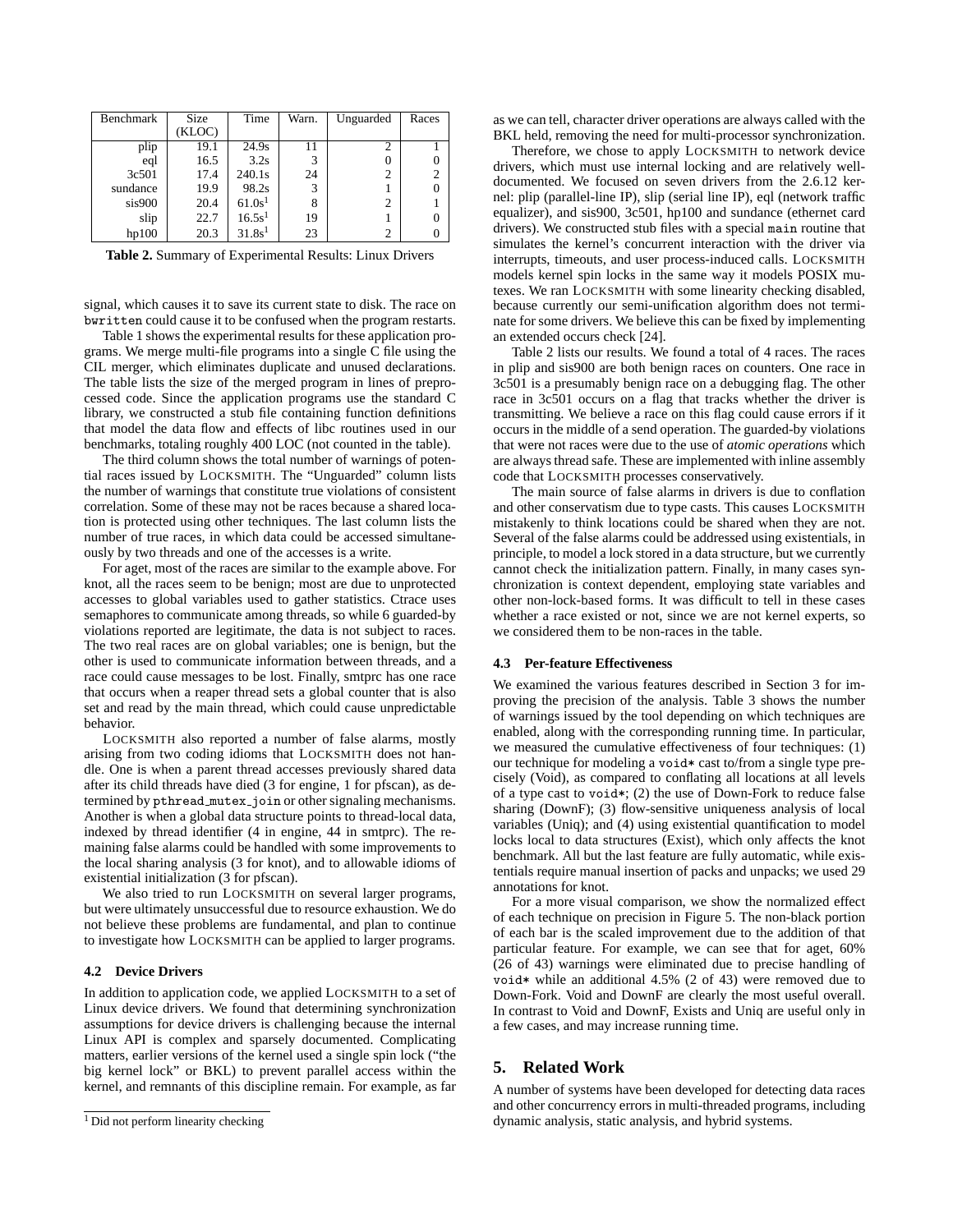| Benchmark | Size (KLOC) | Time | Warn. | Unguarded | Races |
|---|---|---|---|---|---|
| plip | 19.1 | 24.9s | 11 | 2 | 1 |
| eql | 16.5 | 3.2s | 3 | 0 | 0 |
| 3c501 | 17.4 | 240.1s | 24 | 2 | 2 |
| sundance | 19.9 | 98.2s | 3 | 1 | 0 |
| sis900 | 20.4 | 61.0s[1] | 8 | 2 | 1 |
| slip | 22.7 | 16.5s[1] | 19 | 1 | 0 |
| hp100 | 20.3 | 31.8s[1] | 23 | 2 | 0 |

**Table 2.** Summary of Experimental Results: Linux Drivers

signal, which causes it to save its current state to disk. The race on bwritten could cause it to be confused when the program restarts.

Table 1 shows the experimental results for these application programs. We merge multi-file programs into a single C file using the CIL merger, which eliminates duplicate and unused declarations. The table lists the size of the merged program in lines of preprocessed code. Since the application programs use the standard C library, we constructed a stub file containing function definitions that model the data flow and effects of libc routines used in our benchmarks, totaling roughly 400 LOC (not counted in the table).

The third column shows the total number of warnings of potential races issued by LOCKSMITH. The "Unguarded" column lists the number of warnings that constitute true violations of consistent correlation. Some of these may not be races because a shared location is protected using other techniques. The last column lists the number of true races, in which data could be accessed simultaneously by two threads and one of the accesses is a write.

For aget, most of the races are similar to the example above. For knot, all the races seem to be benign; most are due to unprotected accesses to global variables used to gather statistics. Ctrace uses semaphores to communicate among threads, so while 6 guarded-by violations reported are legitimate, the data is not subject to races. The two real races are on global variables; one is benign, but the other is used to communicate information between threads, and a race could cause messages to be lost. Finally, smtprc has one race that occurs when a reaper thread sets a global counter that is also set and read by the main thread, which could cause unpredictable behavior.

LOCKSMITH also reported a number of false alarms, mostly arising from two coding idioms that LOCKSMITH does not handle. One is when a parent thread accesses previously shared data after its child threads have died (3 for engine, 1 for pfscan), as determined by pthread_mutex_join or other signaling mechanisms. Another is when a global data structure points to thread-local data, indexed by thread identifier (4 in engine, 44 in smtprc). The remaining false alarms could be handled with some improvements to the local sharing analysis (3 for knot), and to allowable idioms of existential initialization (3 for pfscan).

We also tried to run LOCKSMITH on several larger programs, but were ultimately unsuccessful due to resource exhaustion. We do not believe these problems are fundamental, and plan to continue to investigate how LOCKSMITH can be applied to larger programs.

### 4.2 Device Drivers

In addition to application code, we applied LOCKSMITH to a set of Linux device drivers. We found that determining synchronization assumptions for device drivers is challenging because the internal Linux API is complex and sparsely documented. Complicating matters, earlier versions of the kernel used a single spin lock ("the big kernel lock" or BKL) to prevent parallel access within the kernel, and remnants of this discipline remain. For example, as far as we can tell, character driver operations are always called with the BKL held, removing the need for multi-processor synchronization.

Therefore, we chose to apply LOCKSMITH to network device drivers, which must use internal locking and are relatively well-documented. We focused on seven drivers from the 2.6.12 kernel: plip (parallel-line IP), slip (serial line IP), eql (network traffic equalizer), and sis900, 3c501, hp100 and sundance (ethernet card drivers). We constructed stub files with a special main routine that simulates the kernel's concurrent interaction with the driver via interrupts, timeouts, and user process-induced calls. LOCKSMITH models kernel spin locks in the same way it models POSIX mutexes. We ran LOCKSMITH with some linearity checking disabled, because currently our semi-unification algorithm does not terminate for some drivers. We believe this can be fixed by implementing an extended occurs check [24].

Table 2 lists our results. We found a total of 4 races. The races in plip and sis900 are both benign races on counters. One race in 3c501 is a presumably benign race on a debugging flag. The other race in 3c501 occurs on a flag that tracks whether the driver is transmitting. We believe a race on this flag could cause errors if it occurs in the middle of a send operation. The guarded-by violations that were not races were due to the use of *atomic operations* which are always thread safe. These are implemented with inline assembly code that LOCKSMITH processes conservatively.

The main source of false alarms in drivers is due to conflation and other conservatism due to type casts. This causes LOCKSMITH mistakenly to think locations could be shared when they are not. Several of the false alarms in 3c501 could be addressed using existentials, in principle, to model a lock stored in a data structure, but we currently cannot check the initialization pattern. Finally, in many cases synchronization is context dependent, employing state variables and other non-lock-based forms. It was difficult to tell in these cases whether a race existed or not, since we are not kernel experts, so we considered them to be non-races in the table.

### 4.3 Per-feature Effectiveness

We examined the various features described in Section 3 for improving the precision of the analysis. Table 3 shows the number of warnings issued by the tool depending on which techniques are enabled, along with the corresponding running time. In particular, we measured the cumulative effectiveness of four techniques: (1) our technique for modeling a void* cast to/from a single type precisely (Void), as compared to conflating all locations at all levels of a type cast to void*; (2) the use of Down-Fork to reduce false sharing (DownF); (3) flow-sensitive uniqueness analysis of local variables (Uniq); and (4) using existential quantification to model locks local to data structures (Exist), which only affects the knot benchmark. All but the last feature are fully automatic, while existentials require manual insertion of packs and unpacks; we used 29 annotations for knot.

For a more visual comparison, we show the normalized effect of each technique on precision in Figure 5. The non-black portion of each bar is the scaled improvement due to the addition of that particular feature. For example, we can see that for aget, 60% (26 of 43) warnings were eliminated due to precise handling of void* while an additional 4.5% (2 of 43) were removed due to Down-Fork. Void and DownF are clearly the most useful overall. In contrast to Void and DownF, Exists and Uniq are useful only in a few cases, and may increase running time.

## 5. Related Work

A number of systems have been developed for detecting data races and other concurrency errors in multi-threaded programs, including dynamic analysis, static analysis, and hybrid systems.

[1] Did not perform linearity checking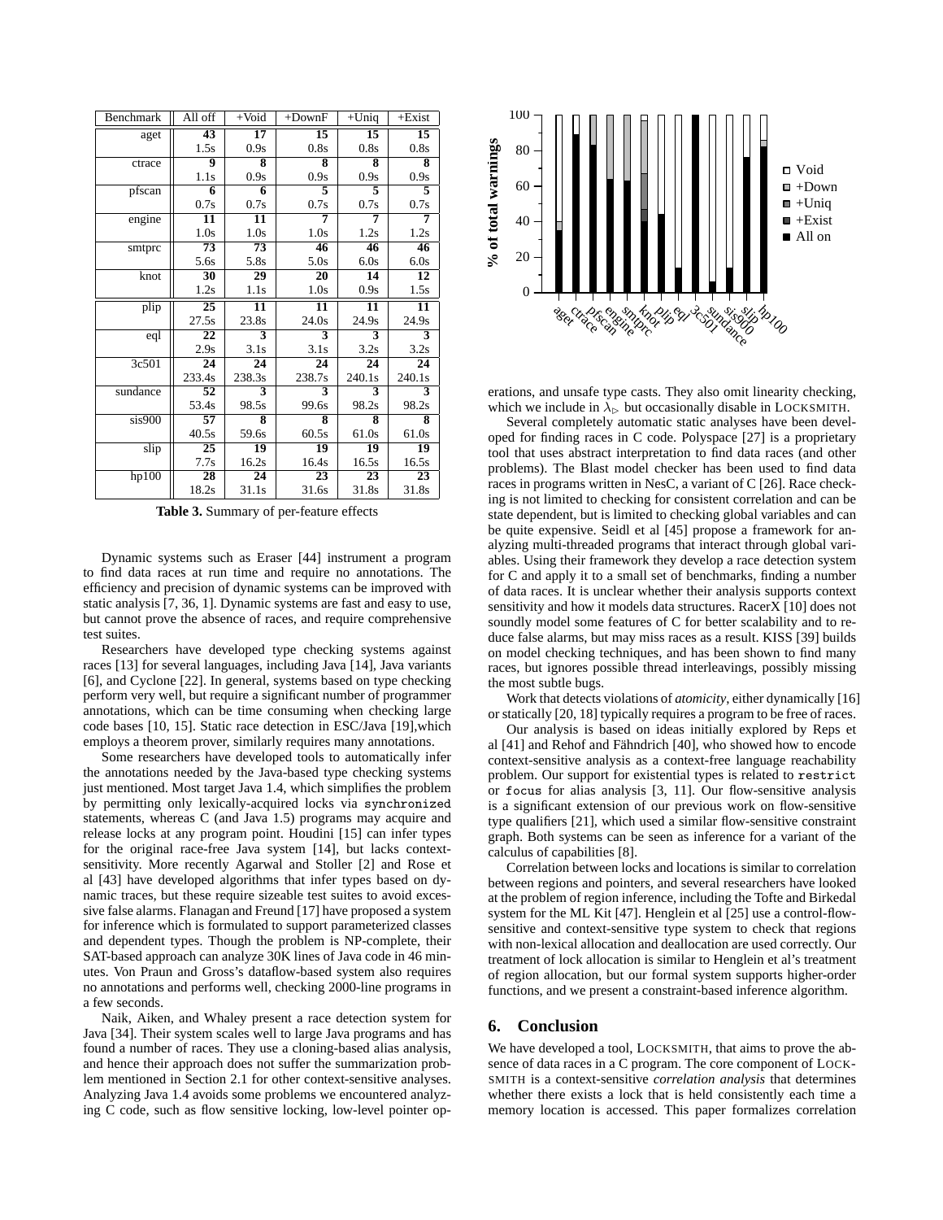| Benchmark | All off | +Void | +DownF | +Uniq | +Exist |
|---|---|---|---|---|---|
| aget | **43** | **17** | **15** | **15** | **15** |
| | 1.5s | 0.9s | 0.8s | 0.8s | 0.8s |
| ctrace | **9** | **8** | **8** | **8** | **8** |
| | 1.1s | 0.9s | 0.9s | 0.9s | 0.9s |
| pfscan | **6** | **6** | **5** | **5** | **5** |
| | 0.7s | 0.7s | 0.7s | 0.7s | 0.7s |
| engine | **11** | **11** | **7** | **7** | **7** |
| | 1.0s | 1.0s | 1.0s | 1.2s | 1.2s |
| smtprc | **73** | **73** | **46** | **46** | **46** |
| | 5.6s | 5.8s | 5.0s | 6.0s | 6.0s |
| knot | **30** | **29** | **20** | **14** | **12** |
| | 1.2s | 1.1s | 1.0s | 0.9s | 1.5s |
| plip | **25** | **11** | **11** | **11** | **11** |
| | 27.5s | 23.8s | 24.0s | 24.9s | 24.9s |
| eql | **22** | **3** | **3** | **3** | **3** |
| | 2.9s | 3.1s | 3.1s | 3.2s | 3.2s |
| 3c501 | **24** | **24** | **24** | **24** | **24** |
| | 233.4s | 238.3s | 238.7s | 240.1s | 240.1s |
| sundance | **52** | **3** | **3** | **3** | **3** |
| | 53.4s | 98.5s | 99.6s | 98.2s | 98.2s |
| sis900 | **57** | **8** | **8** | **8** | **8** |
| | 40.5s | 59.6s | 60.5s | 61.0s | 61.0s |
| slip | **25** | **19** | **19** | **19** | **19** |
| | 7.7s | 16.2s | 16.4s | 16.5s | 16.5s |
| hp100 | **28** | **24** | **23** | **23** | **23** |
| | 18.2s | 31.1s | 31.6s | 31.8s | 31.8s |

**Table 3.** Summary of per-feature effects

Dynamic systems such as Eraser [44] instrument a program to find data races at run time and require no annotations. The efficiency and precision of dynamic systems can be improved with static analysis [7, 36, 1]. Dynamic systems are fast and easy to use, but cannot prove the absence of races, and require comprehensive test suites.

Researchers have developed type checking systems against races [13] for several languages, including Java [14], Java variants [6], and Cyclone [22]. In general, systems based on type checking perform very well, but require a significant number of programmer annotations, which can be time consuming when checking large code bases [10, 15]. Static race detection in ESC/Java [19],which employs a theorem prover, similarly requires many annotations.

Some researchers have developed tools to automatically infer the annotations needed by the Java-based type checking systems just mentioned. Most target Java 1.4, which simplifies the problem by permitting only lexically-acquired locks via `synchronized` statements, whereas C (and Java 1.5) programs may acquire and release locks at any program point. Houdini [15] can infer types for the original race-free Java system [14], but lacks context-sensitivity. More recently Agarwal and Stoller [2] and Rose et al [43] have developed algorithms that infer types based on dynamic traces, but these require sizeable test suites to avoid excessive false alarms. Flanagan and Freund [17] have proposed a system for inference which is formulated to support parameterized classes and dependent types. Though the problem is NP-complete, their SAT-based approach can analyze 30K lines of Java code in 46 minutes. Von Praun and Gross's dataflow-based system also requires no annotations and performs well, checking 2000-line programs in a few seconds.

Naik, Aiken, and Whaley present a race detection system for Java [34]. Their system scales well to large Java programs and has found a number of races. They use a cloning-based alias analysis, and hence their approach does not suffer the summarization problem mentioned in Section 2.1 for other context-sensitive analyses. Analyzing Java 1.4 avoids some problems we encountered analyzing C code, such as flow sensitive locking, low-level pointer operations, and unsafe type casts. They also omit linearity checking, which we include in $\lambda_{\triangleright}$ but occasionally disable in LOCKSMITH.

Several completely automatic static analyses have been developed for finding races in C code. Polyspace [27] is a proprietary tool that uses abstract interpretation to find data races (and other problems). The Blast model checker has been used to find data races in programs written in NesC, a variant of C [26]. Race checking is not limited to checking for consistent correlation and can be state dependent, but is limited to checking global variables and can be quite expensive. Seidl et al [45] propose a framework for analyzing multi-threaded programs that interact through global variables. Using their framework they develop a race detection system for C and apply it to a small set of benchmarks, finding a number of data races. It is unclear whether their analysis supports context sensitivity and how it models data structures. RacerX [10] does not soundly model some features of C for better scalability and to reduce false alarms, but may miss races as a result. KISS [39] builds on model checking techniques, and has been shown to find many races, but ignores possible thread interleavings, possibly missing the most subtle bugs.

Work that detects violations of *atomicity*, either dynamically [16] or statically [20, 18] typically requires a program to be free of races.

Our analysis is based on ideas initially explored by Reps et al [41] and Rehof and Fähndrich [40], who showed how to encode context-sensitive analysis as a context-free language reachability problem. Our support for existential types is related to `restrict` or `focus` for alias analysis [3, 11]. Our flow-sensitive analysis is a significant extension of our previous work on flow-sensitive type qualifiers [21], which used a similar flow-sensitive constraint graph. Both systems can be seen as inference for a variant of the calculus of capabilities [8].

Correlation between locks and locations is similar to correlation between regions and pointers, and several researchers have looked at the problem of region inference, including the Tofte and Birkedal system for the ML Kit [47]. Henglein et al [25] use a control-flow-sensitive and context-sensitive type system to check that regions with non-lexical allocation and deallocation are used correctly. Our treatment of lock allocation is similar to Henglein et al's treatment of region allocation, but our formal system supports higher-order functions, and we present a constraint-based inference algorithm.

## 6. Conclusion

We have developed a tool, LOCKSMITH, that aims to prove the absence of data races in a C program. The core component of LOCKSMITH is a context-sensitive *correlation analysis* that determines whether there exists a lock that is held consistently each time a memory location is accessed. This paper formalizes correlation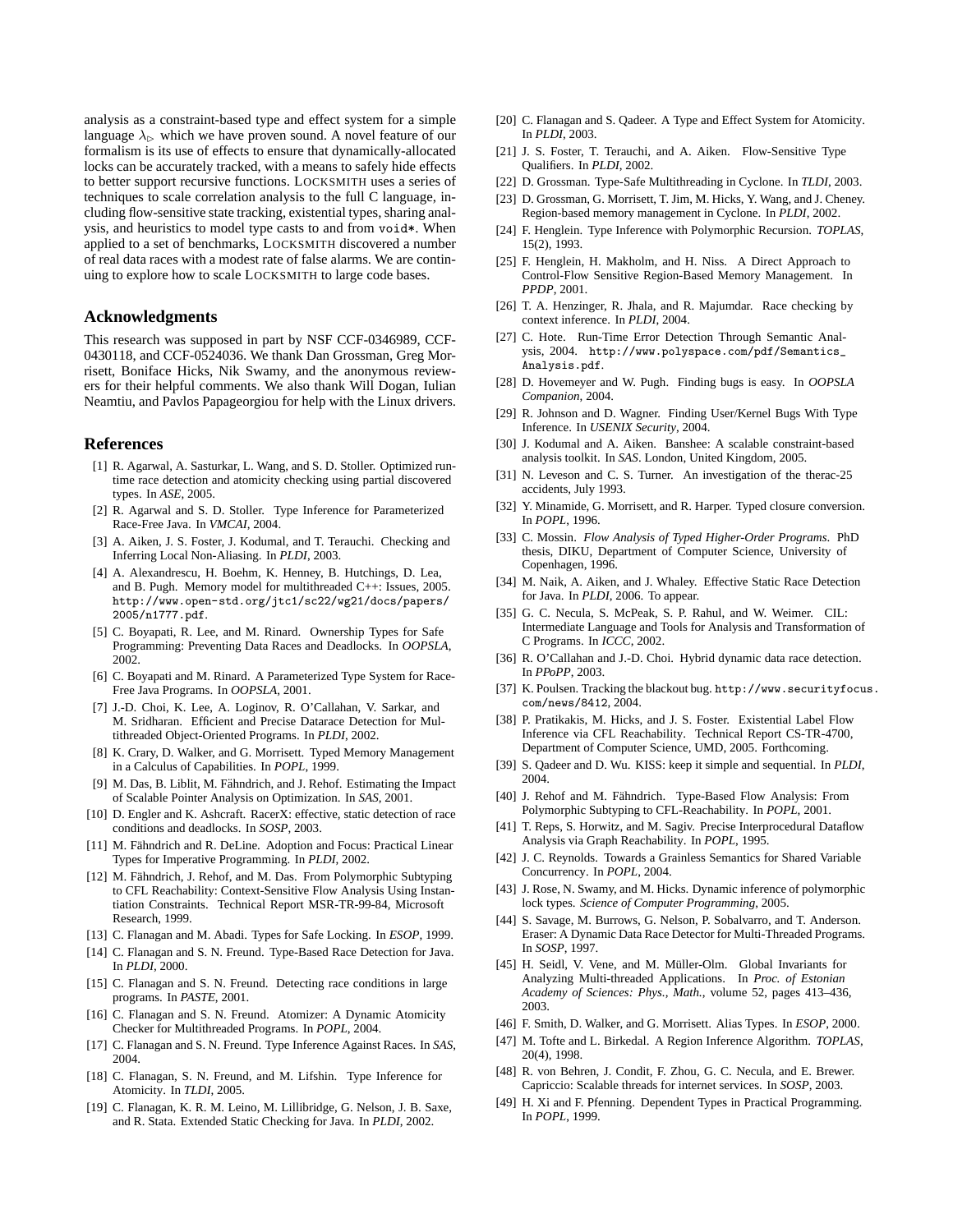analysis as a constraint-based type and effect system for a simple language $\lambda_{\triangleright}$ which we have proven sound. A novel feature of our formalism is its use of effects to ensure that dynamically-allocated locks can be accurately tracked, with a means to safely hide effects to better support recursive functions. LOCKSMITH uses a series of techniques to scale correlation analysis to the full C language, including flow-sensitive state tracking, existential types, sharing analysis, and heuristics to model type casts to and from `void*`. When applied to a set of benchmarks, LOCKSMITH discovered a number of real data races with a modest rate of false alarms. We are continuing to explore how to scale LOCKSMITH to large code bases.

## Acknowledgments

This research was supposed in part by NSF CCF-0346989, CCF-0430118, and CCF-0524036. We thank Dan Grossman, Greg Morrisett, Boniface Hicks, Nik Swamy, and the anonymous reviewers for their helpful comments. We also thank Will Dogan, Iulian Neamtiu, and Pavlos Papageorgiou for help with the Linux drivers.

## References

[1] R. Agarwal, A. Sasturkar, L. Wang, and S. D. Stoller. Optimized runtime race detection and atomicity checking using partial discovered types. In *ASE*, 2005.

[2] R. Agarwal and S. D. Stoller. Type Inference for Parameterized Race-Free Java. In *VMCAI*, 2004.

[3] A. Aiken, J. S. Foster, J. Kodumal, and T. Terauchi. Checking and Inferring Local Non-Aliasing. In *PLDI*, 2003.

[4] A. Alexandrescu, H. Boehm, K. Henney, B. Hutchings, D. Lea, and B. Pugh. Memory model for multithreaded C++: Issues, 2005. `http://www.open-std.org/jtc1/sc22/wg21/docs/papers/2005/n1777.pdf`.

[5] C. Boyapati, R. Lee, and M. Rinard. Ownership Types for Safe Programming: Preventing Data Races and Deadlocks. In *OOPSLA*, 2002.

[6] C. Boyapati and M. Rinard. A Parameterized Type System for Race-Free Java Programs. In *OOPSLA*, 2001.

[7] J.-D. Choi, K. Lee, A. Loginov, R. O'Callahan, V. Sarkar, and M. Sridharan. Efficient and Precise Datarace Detection for Multithreaded Object-Oriented Programs. In *PLDI*, 2002.

[8] K. Crary, D. Walker, and G. Morrisett. Typed Memory Management in a Calculus of Capabilities. In *POPL*, 1999.

[9] M. Das, B. Liblit, M. Fähndrich, and J. Rehof. Estimating the Impact of Scalable Pointer Analysis on Optimization. In *SAS*, 2001.

[10] D. Engler and K. Ashcraft. RacerX: effective, static detection of race conditions and deadlocks. In *SOSP*, 2003.

[11] M. Fähndrich and R. DeLine. Adoption and Focus: Practical Linear Types for Imperative Programming. In *PLDI*, 2002.

[12] M. Fähndrich, J. Rehof, and M. Das. From Polymorphic Subtyping to CFL Reachability: Context-Sensitive Flow Analysis Using Instantiation Constraints. Technical Report MSR-TR-99-84, Microsoft Research, 1999.

[13] C. Flanagan and M. Abadi. Types for Safe Locking. In *ESOP*, 1999.

[14] C. Flanagan and S. N. Freund. Type-Based Race Detection for Java. In *PLDI*, 2000.

[15] C. Flanagan and S. N. Freund. Detecting race conditions in large programs. In *PASTE*, 2001.

[16] C. Flanagan and S. N. Freund. Atomizer: A Dynamic Atomicity Checker for Multithreaded Programs. In *POPL*, 2004.

[17] C. Flanagan and S. N. Freund. Type Inference Against Races. In *SAS*, 2004.

[18] C. Flanagan, S. N. Freund, and M. Lifshin. Type Inference for Atomicity. In *TLDI*, 2005.

[19] C. Flanagan, K. R. M. Leino, M. Lillibridge, G. Nelson, J. B. Saxe, and R. Stata. Extended Static Checking for Java. In *PLDI*, 2002.

[20] C. Flanagan and S. Qadeer. A Type and Effect System for Atomicity. In *PLDI*, 2003.

[21] J. S. Foster, T. Terauchi, and A. Aiken. Flow-Sensitive Type Qualifiers. In *PLDI*, 2002.

[22] D. Grossman. Type-Safe Multithreading in Cyclone. In *TLDI*, 2003.

[23] D. Grossman, G. Morrisett, T. Jim, M. Hicks, Y. Wang, and J. Cheney. Region-based memory management in Cyclone. In *PLDI*, 2002.

[24] F. Henglein. Type Inference with Polymorphic Recursion. *TOPLAS*, 15(2), 1993.

[25] F. Henglein, H. Makholm, and H. Niss. A Direct Approach to Control-Flow Sensitive Region-Based Memory Management. In *PPDP*, 2001.

[26] T. A. Henzinger, R. Jhala, and R. Majumdar. Race checking by context inference. In *PLDI*, 2004.

[27] C. Hote. Run-Time Error Detection Through Semantic Analysis, 2004. `http://www.polyspace.com/pdf/Semantics_Analysis.pdf`.

[28] D. Hovemeyer and W. Pugh. Finding bugs is easy. In *OOPSLA Companion*, 2004.

[29] R. Johnson and D. Wagner. Finding User/Kernel Bugs With Type Inference. In *USENIX Security*, 2004.

[30] J. Kodumal and A. Aiken. Banshee: A scalable constraint-based analysis toolkit. In *SAS*. London, United Kingdom, 2005.

[31] N. Leveson and C. S. Turner. An investigation of the therac-25 accidents, July 1993.

[32] Y. Minamide, G. Morrisett, and R. Harper. Typed closure conversion. In *POPL*, 1996.

[33] C. Mossin. *Flow Analysis of Typed Higher-Order Programs*. PhD thesis, DIKU, Department of Computer Science, University of Copenhagen, 1996.

[34] M. Naik, A. Aiken, and J. Whaley. Effective Static Race Detection for Java. In *PLDI*, 2006. To appear.

[35] G. C. Necula, S. McPeak, S. P. Rahul, and W. Weimer. CIL: Intermediate Language and Tools for Analysis and Transformation of C Programs. In *ICCC*, 2002.

[36] R. O'Callahan and J.-D. Choi. Hybrid dynamic data race detection. In *PPoPP*, 2003.

[37] K. Poulsen. Tracking the blackout bug. `http://www.securityfocus.com/news/8412`, 2004.

[38] P. Pratikakis, M. Hicks, and J. S. Foster. Existential Label Flow Inference via CFL Reachability. Technical Report CS-TR-4700, Department of Computer Science, UMD, 2005. Forthcoming.

[39] S. Qadeer and D. Wu. KISS: keep it simple and sequential. In *PLDI*, 2004.

[40] J. Rehof and M. Fähndrich. Type-Based Flow Analysis: From Polymorphic Subtyping to CFL-Reachability. In *POPL*, 2001.

[41] T. Reps, S. Horwitz, and M. Sagiv. Precise Interprocedural Dataflow Analysis via Graph Reachability. In *POPL*, 1995.

[42] J. C. Reynolds. Towards a Grainless Semantics for Shared Variable Concurrency. In *POPL*, 2004.

[43] J. Rose, N. Swamy, and M. Hicks. Dynamic inference of polymorphic lock types. *Science of Computer Programming*, 2005.

[44] S. Savage, M. Burrows, G. Nelson, P. Sobalvarro, and T. Anderson. Eraser: A Dynamic Data Race Detector for Multi-Threaded Programs. In *SOSP*, 1997.

[45] H. Seidl, V. Vene, and M. Müller-Olm. Global Invariants for Analyzing Multi-threaded Applications. In *Proc. of Estonian Academy of Sciences: Phys., Math.*, volume 52, pages 413–436, 2003.

[46] F. Smith, D. Walker, and G. Morrisett. Alias Types. In *ESOP*, 2000.

[47] M. Tofte and L. Birkedal. A Region Inference Algorithm. *TOPLAS*, 20(4), 1998.

[48] R. von Behren, J. Condit, F. Zhou, G. C. Necula, and E. Brewer. Capriccio: Scalable threads for internet services. In *SOSP*, 2003.

[49] H. Xi and F. Pfenning. Dependent Types in Practical Programming. In *POPL*, 1999.